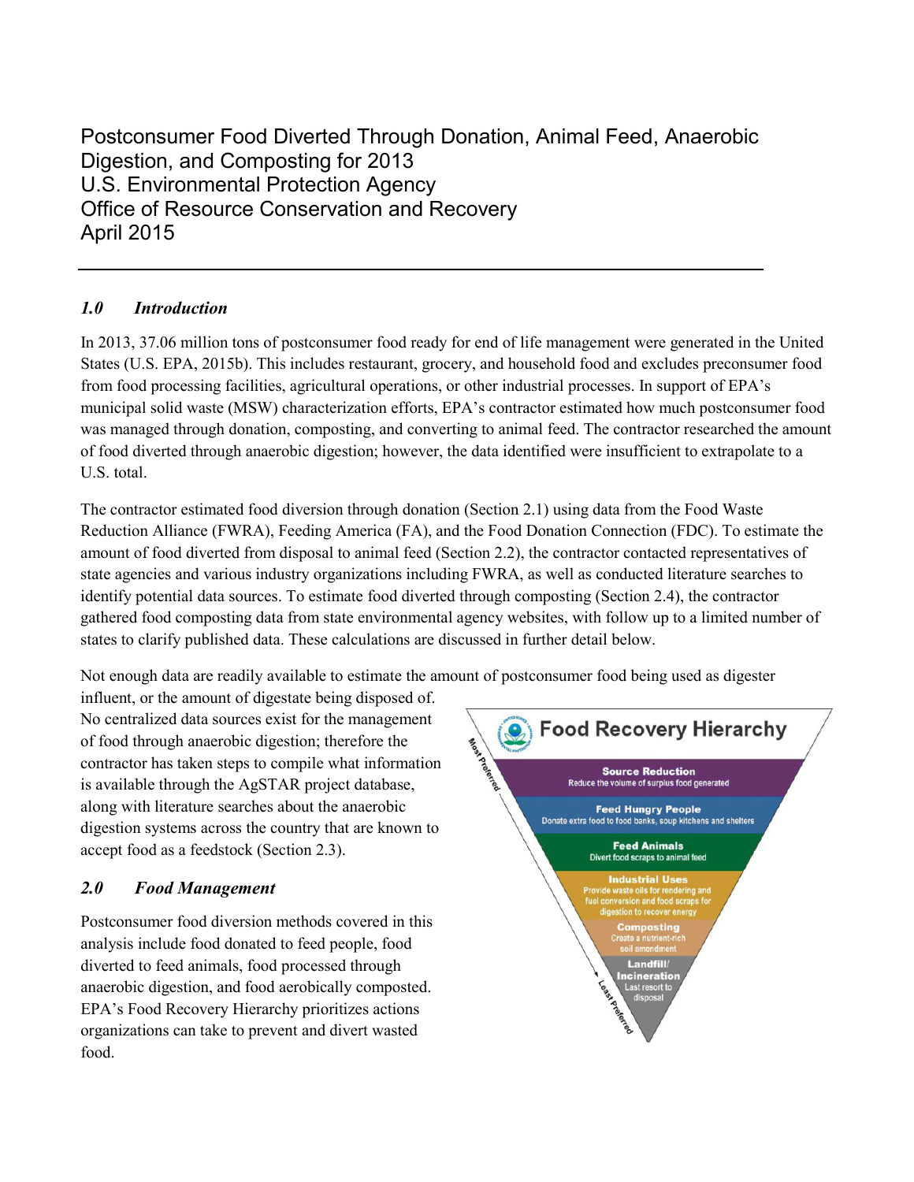# Postconsumer Food Diverted Through Donation, Animal Feed, Anaerobic Digestion, and Composting for 2013

U.S. Environmental Protection Agency
Office of Resource Conservation and Recovery
April 2015

---

## *1.0 Introduction*

In 2013, 37.06 million tons of postconsumer food ready for end of life management were generated in the United States (U.S. EPA, 2015b). This includes restaurant, grocery, and household food and excludes preconsumer food from food processing facilities, agricultural operations, or other industrial processes. In support of EPA's municipal solid waste (MSW) characterization efforts, EPA's contractor estimated how much postconsumer food was managed through donation, composting, and converting to animal feed. The contractor researched the amount of food diverted through anaerobic digestion; however, the data identified were insufficient to extrapolate to a U.S. total.

The contractor estimated food diversion through donation (Section 2.1) using data from the Food Waste Reduction Alliance (FWRA), Feeding America (FA), and the Food Donation Connection (FDC). To estimate the amount of food diverted from disposal to animal feed (Section 2.2), the contractor contacted representatives of state agencies and various industry organizations including FWRA, as well as conducted literature searches to identify potential data sources. To estimate food diverted through composting (Section 2.4), the contractor gathered food composting data from state environmental agency websites, with follow up to a limited number of states to clarify published data. These calculations are discussed in further detail below.

Not enough data are readily available to estimate the amount of postconsumer food being used as digester influent, or the amount of digestate being disposed of. No centralized data sources exist for the management of food through anaerobic digestion; therefore the contractor has taken steps to compile what information is available through the AgSTAR project database, along with literature searches about the anaerobic digestion systems across the country that are known to accept food as a feedstock (Section 2.3).

## *2.0 Food Management*

Postconsumer food diversion methods covered in this analysis include food donated to feed people, food diverted to feed animals, food processed through anaerobic digestion, and food aerobically composted. EPA's Food Recovery Hierarchy prioritizes actions organizations can take to prevent and divert wasted food.

**Food Recovery Hierarchy**

Most Preferred

- **Source Reduction** – Reduce the volume of surplus food generated
- **Feed Hungry People** – Donate extra food to food banks, soup kitchens and shelters
- **Feed Animals** – Divert food scraps to animal feed
- **Industrial Uses** – Provide waste oils for rendering and fuel conversion and food scraps for digestion to recover energy
- **Composting** – Create a nutrient-rich soil amendment
- **Landfill/ Incineration** – Last resort to disposal

Least Preferred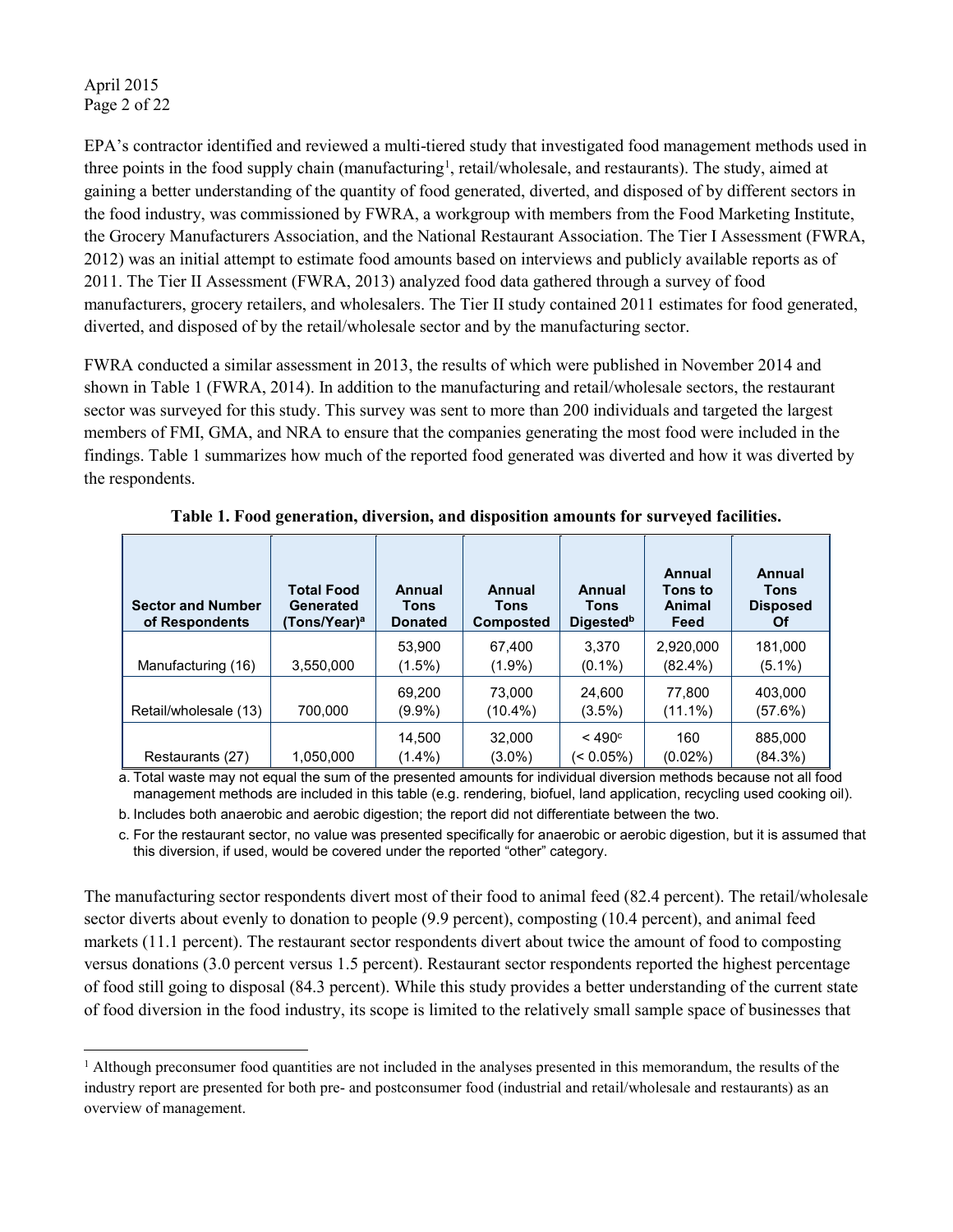EPA's contractor identified and reviewed a multi-tiered study that investigated food management methods used in three points in the food supply chain (manufacturing[1], retail/wholesale, and restaurants). The study, aimed at gaining a better understanding of the quantity of food generated, diverted, and disposed of by different sectors in the food industry, was commissioned by FWRA, a workgroup with members from the Food Marketing Institute, the Grocery Manufacturers Association, and the National Restaurant Association. The Tier I Assessment (FWRA, 2012) was an initial attempt to estimate food amounts based on interviews and publicly available reports as of 2011. The Tier II Assessment (FWRA, 2013) analyzed food data gathered through a survey of food manufacturers, grocery retailers, and wholesalers. The Tier II study contained 2011 estimates for food generated, diverted, and disposed of by the retail/wholesale sector and by the manufacturing sector.

FWRA conducted a similar assessment in 2013, the results of which were published in November 2014 and shown in Table 1 (FWRA, 2014). In addition to the manufacturing and retail/wholesale sectors, the restaurant sector was surveyed for this study. This survey was sent to more than 200 individuals and targeted the largest members of FMI, GMA, and NRA to ensure that the companies generating the most food were included in the findings. Table 1 summarizes how much of the reported food generated was diverted and how it was diverted by the respondents.

**Table 1. Food generation, diversion, and disposition amounts for surveyed facilities.**

| Sector and Number of Respondents | Total Food Generated (Tons/Year)[a] | Annual Tons Donated | Annual Tons Composted | Annual Tons Digested[b] | Annual Tons to Animal Feed | Annual Tons Disposed Of |
|---|---|---|---|---|---|---|
| Manufacturing (16) | 3,550,000 | 53,900 (1.5%) | 67,400 (1.9%) | 3,370 (0.1%) | 2,920,000 (82.4%) | 181,000 (5.1%) |
| Retail/wholesale (13) | 700,000 | 69,200 (9.9%) | 73,000 (10.4%) | 24,600 (3.5%) | 77,800 (11.1%) | 403,000 (57.6%) |
| Restaurants (27) | 1,050,000 | 14,500 (1.4%) | 32,000 (3.0%) | < 490[c] (< 0.05%) | 160 (0.02%) | 885,000 (84.3%) |

a. Total waste may not equal the sum of the presented amounts for individual diversion methods because not all food management methods are included in this table (e.g. rendering, biofuel, land application, recycling used cooking oil).

b. Includes both anaerobic and aerobic digestion; the report did not differentiate between the two.

c. For the restaurant sector, no value was presented specifically for anaerobic or aerobic digestion, but it is assumed that this diversion, if used, would be covered under the reported "other" category.

The manufacturing sector respondents divert most of their food to animal feed (82.4 percent). The retail/wholesale sector diverts about evenly to donation to people (9.9 percent), composting (10.4 percent), and animal feed markets (11.1 percent). The restaurant sector respondents divert about twice the amount of food to composting versus donations (3.0 percent versus 1.5 percent). Restaurant sector respondents reported the highest percentage of food still going to disposal (84.3 percent). While this study provides a better understanding of the current state of food diversion in the food industry, its scope is limited to the relatively small sample space of businesses that

[1] Although preconsumer food quantities are not included in the analyses presented in this memorandum, the results of the industry report are presented for both pre- and postconsumer food (industrial and retail/wholesale and restaurants) as an overview of management.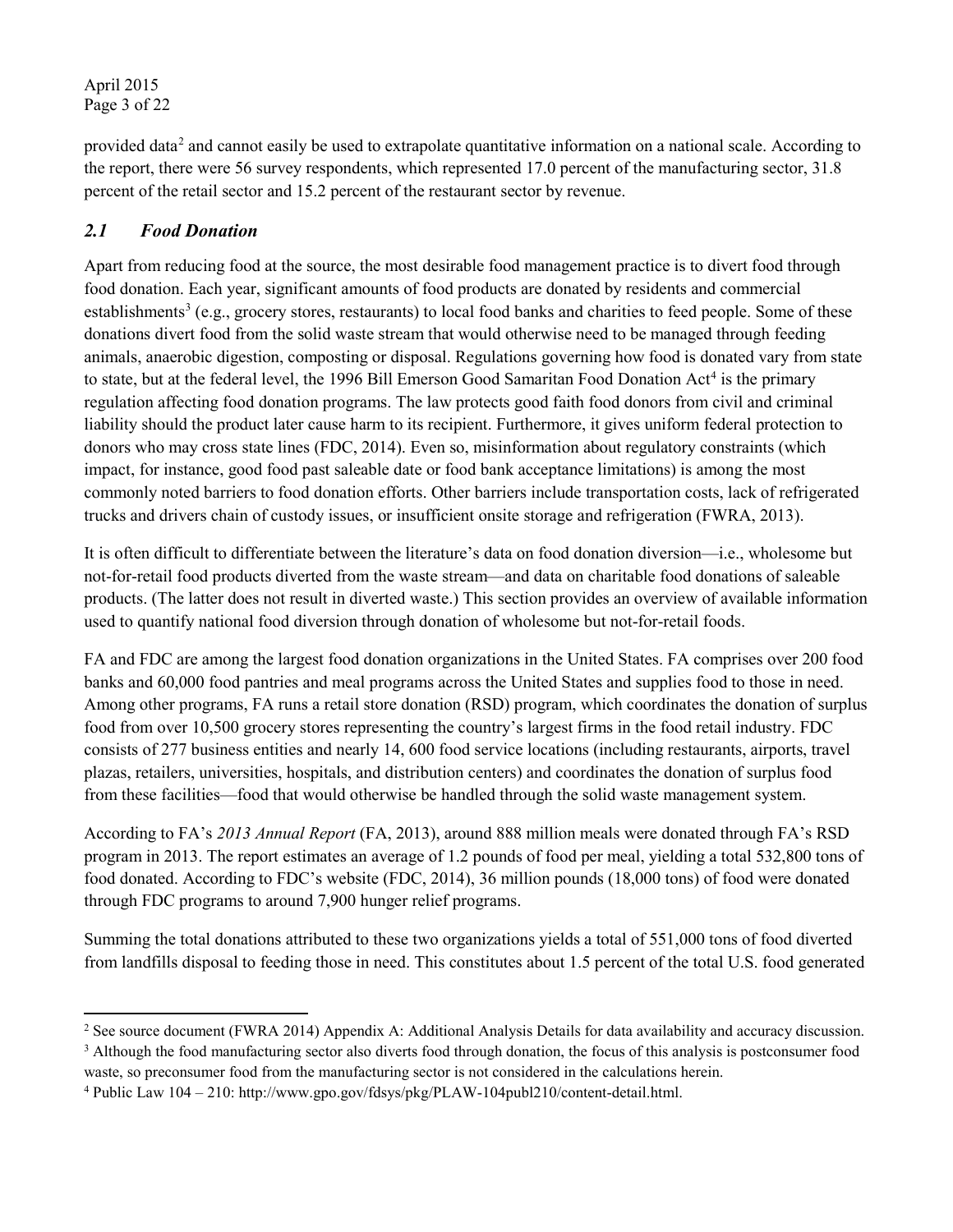provided data[2] and cannot easily be used to extrapolate quantitative information on a national scale. According to the report, there were 56 survey respondents, which represented 17.0 percent of the manufacturing sector, 31.8 percent of the retail sector and 15.2 percent of the restaurant sector by revenue.

## *2.1 Food Donation*

Apart from reducing food at the source, the most desirable food management practice is to divert food through food donation. Each year, significant amounts of food products are donated by residents and commercial establishments[3] (e.g., grocery stores, restaurants) to local food banks and charities to feed people. Some of these donations divert food from the solid waste stream that would otherwise need to be managed through feeding animals, anaerobic digestion, composting or disposal. Regulations governing how food is donated vary from state to state, but at the federal level, the 1996 Bill Emerson Good Samaritan Food Donation Act[4] is the primary regulation affecting food donation programs. The law protects good faith food donors from civil and criminal liability should the product later cause harm to its recipient. Furthermore, it gives uniform federal protection to donors who may cross state lines (FDC, 2014). Even so, misinformation about regulatory constraints (which impact, for instance, good food past saleable date or food bank acceptance limitations) is among the most commonly noted barriers to food donation efforts. Other barriers include transportation costs, lack of refrigerated trucks and drivers chain of custody issues, or insufficient onsite storage and refrigeration (FWRA, 2013).

It is often difficult to differentiate between the literature's data on food donation diversion—i.e., wholesome but not-for-retail food products diverted from the waste stream—and data on charitable food donations of saleable products. (The latter does not result in diverted waste.) This section provides an overview of available information used to quantify national food diversion through donation of wholesome but not-for-retail foods.

FA and FDC are among the largest food donation organizations in the United States. FA comprises over 200 food banks and 60,000 food pantries and meal programs across the United States and supplies food to those in need. Among other programs, FA runs a retail store donation (RSD) program, which coordinates the donation of surplus food from over 10,500 grocery stores representing the country's largest firms in the food retail industry. FDC consists of 277 business entities and nearly 14, 600 food service locations (including restaurants, airports, travel plazas, retailers, universities, hospitals, and distribution centers) and coordinates the donation of surplus food from these facilities—food that would otherwise be handled through the solid waste management system.

According to FA's *2013 Annual Report* (FA, 2013), around 888 million meals were donated through FA's RSD program in 2013. The report estimates an average of 1.2 pounds of food per meal, yielding a total 532,800 tons of food donated. According to FDC's website (FDC, 2014), 36 million pounds (18,000 tons) of food were donated through FDC programs to around 7,900 hunger relief programs.

Summing the total donations attributed to these two organizations yields a total of 551,000 tons of food diverted from landfills disposal to feeding those in need. This constitutes about 1.5 percent of the total U.S. food generated

---

[2] See source document (FWRA 2014) Appendix A: Additional Analysis Details for data availability and accuracy discussion.

[3] Although the food manufacturing sector also diverts food through donation, the focus of this analysis is postconsumer food waste, so preconsumer food from the manufacturing sector is not considered in the calculations herein.

[4] Public Law 104 – 210: http://www.gpo.gov/fdsys/pkg/PLAW-104publ210/content-detail.html.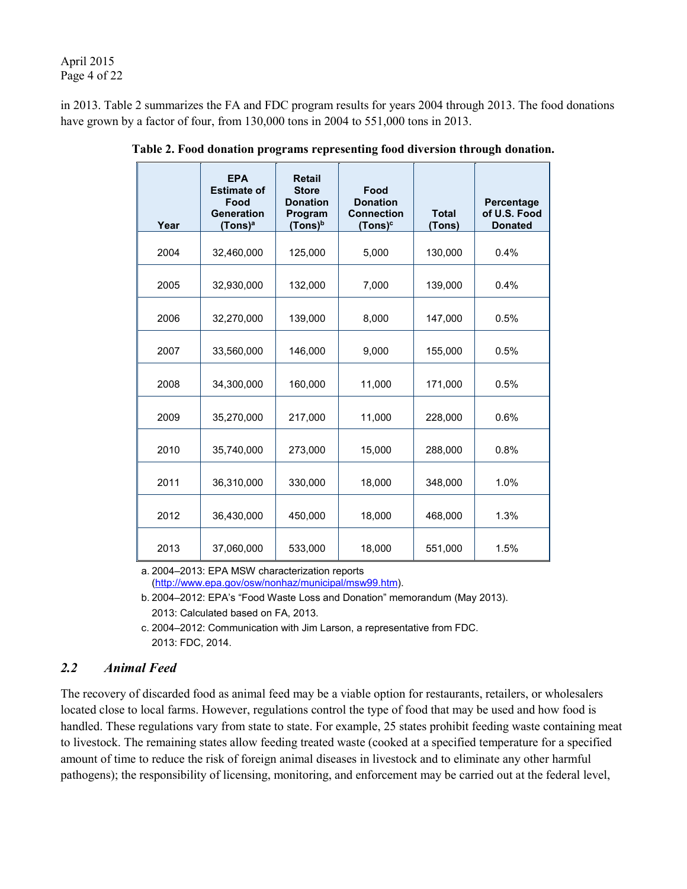in 2013. Table 2 summarizes the FA and FDC program results for years 2004 through 2013. The food donations have grown by a factor of four, from 130,000 tons in 2004 to 551,000 tons in 2013.

**Table 2. Food donation programs representing food diversion through donation.**

| Year | EPA Estimate of Food Generation (Tons)[a] | Retail Store Donation Program (Tons)[b] | Food Donation Connection (Tons)[c] | Total (Tons) | Percentage of U.S. Food Donated |
|---|---|---|---|---|---|
| 2004 | 32,460,000 | 125,000 | 5,000 | 130,000 | 0.4% |
| 2005 | 32,930,000 | 132,000 | 7,000 | 139,000 | 0.4% |
| 2006 | 32,270,000 | 139,000 | 8,000 | 147,000 | 0.5% |
| 2007 | 33,560,000 | 146,000 | 9,000 | 155,000 | 0.5% |
| 2008 | 34,300,000 | 160,000 | 11,000 | 171,000 | 0.5% |
| 2009 | 35,270,000 | 217,000 | 11,000 | 228,000 | 0.6% |
| 2010 | 35,740,000 | 273,000 | 15,000 | 288,000 | 0.8% |
| 2011 | 36,310,000 | 330,000 | 18,000 | 348,000 | 1.0% |
| 2012 | 36,430,000 | 450,000 | 18,000 | 468,000 | 1.3% |
| 2013 | 37,060,000 | 533,000 | 18,000 | 551,000 | 1.5% |

a. 2004–2013: EPA MSW characterization reports (http://www.epa.gov/osw/nonhaz/municipal/msw99.htm).

b. 2004–2012: EPA's "Food Waste Loss and Donation" memorandum (May 2013).
2013: Calculated based on FA, 2013.

c. 2004–2012: Communication with Jim Larson, a representative from FDC.
2013: FDC, 2014.

## *2.2 Animal Feed*

The recovery of discarded food as animal feed may be a viable option for restaurants, retailers, or wholesalers located close to local farms. However, regulations control the type of food that may be used and how food is handled. These regulations vary from state to state. For example, 25 states prohibit feeding waste containing meat to livestock. The remaining states allow feeding treated waste (cooked at a specified temperature for a specified amount of time to reduce the risk of foreign animal diseases in livestock and to eliminate any other harmful pathogens); the responsibility of licensing, monitoring, and enforcement may be carried out at the federal level,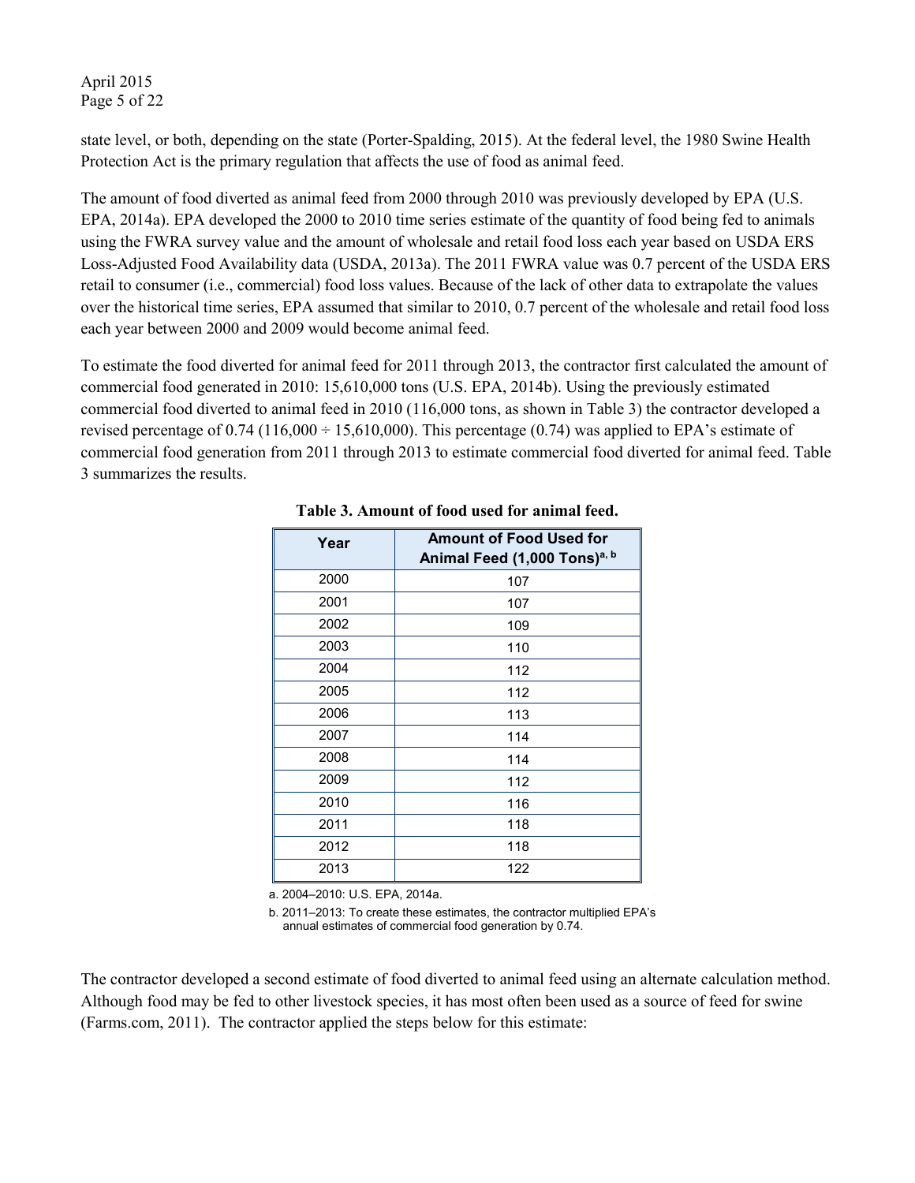state level, or both, depending on the state (Porter-Spalding, 2015). At the federal level, the 1980 Swine Health Protection Act is the primary regulation that affects the use of food as animal feed.

The amount of food diverted as animal feed from 2000 through 2010 was previously developed by EPA (U.S. EPA, 2014a). EPA developed the 2000 to 2010 time series estimate of the quantity of food being fed to animals using the FWRA survey value and the amount of wholesale and retail food loss each year based on USDA ERS Loss-Adjusted Food Availability data (USDA, 2013a). The 2011 FWRA value was 0.7 percent of the USDA ERS retail to consumer (i.e., commercial) food loss values. Because of the lack of other data to extrapolate the values over the historical time series, EPA assumed that similar to 2010, 0.7 percent of the wholesale and retail food loss each year between 2000 and 2009 would become animal feed.

To estimate the food diverted for animal feed for 2011 through 2013, the contractor first calculated the amount of commercial food generated in 2010: 15,610,000 tons (U.S. EPA, 2014b). Using the previously estimated commercial food diverted to animal feed in 2010 (116,000 tons, as shown in Table 3) the contractor developed a revised percentage of 0.74 (116,000 ÷ 15,610,000). This percentage (0.74) was applied to EPA's estimate of commercial food generation from 2011 through 2013 to estimate commercial food diverted for animal feed. Table 3 summarizes the results.

**Table 3. Amount of food used for animal feed.**

| Year | Amount of Food Used for Animal Feed (1,000 Tons)[a, b] |
|---|---|
| 2000 | 107 |
| 2001 | 107 |
| 2002 | 109 |
| 2003 | 110 |
| 2004 | 112 |
| 2005 | 112 |
| 2006 | 113 |
| 2007 | 114 |
| 2008 | 114 |
| 2009 | 112 |
| 2010 | 116 |
| 2011 | 118 |
| 2012 | 118 |
| 2013 | 122 |

a. 2004–2010: U.S. EPA, 2014a.

b. 2011–2013: To create these estimates, the contractor multiplied EPA's annual estimates of commercial food generation by 0.74.

The contractor developed a second estimate of food diverted to animal feed using an alternate calculation method. Although food may be fed to other livestock species, it has most often been used as a source of feed for swine (Farms.com, 2011). The contractor applied the steps below for this estimate: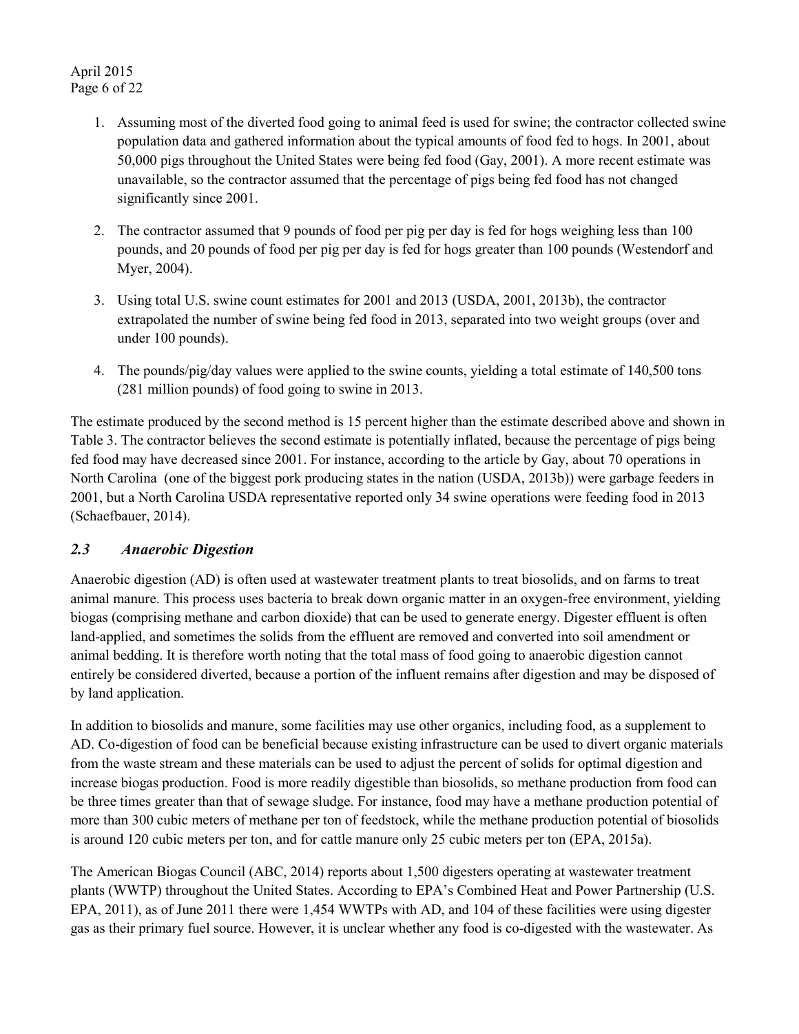1. Assuming most of the diverted food going to animal feed is used for swine; the contractor collected swine population data and gathered information about the typical amounts of food fed to hogs. In 2001, about 50,000 pigs throughout the United States were being fed food (Gay, 2001). A more recent estimate was unavailable, so the contractor assumed that the percentage of pigs being fed food has not changed significantly since 2001.

2. The contractor assumed that 9 pounds of food per pig per day is fed for hogs weighing less than 100 pounds, and 20 pounds of food per pig per day is fed for hogs greater than 100 pounds (Westendorf and Myer, 2004).

3. Using total U.S. swine count estimates for 2001 and 2013 (USDA, 2001, 2013b), the contractor extrapolated the number of swine being fed food in 2013, separated into two weight groups (over and under 100 pounds).

4. The pounds/pig/day values were applied to the swine counts, yielding a total estimate of 140,500 tons (281 million pounds) of food going to swine in 2013.

The estimate produced by the second method is 15 percent higher than the estimate described above and shown in Table 3. The contractor believes the second estimate is potentially inflated, because the percentage of pigs being fed food may have decreased since 2001. For instance, according to the article by Gay, about 70 operations in North Carolina (one of the biggest pork producing states in the nation (USDA, 2013b)) were garbage feeders in 2001, but a North Carolina USDA representative reported only 34 swine operations were feeding food in 2013 (Schaefbauer, 2014).

## *2.3 Anaerobic Digestion*

Anaerobic digestion (AD) is often used at wastewater treatment plants to treat biosolids, and on farms to treat animal manure. This process uses bacteria to break down organic matter in an oxygen-free environment, yielding biogas (comprising methane and carbon dioxide) that can be used to generate energy. Digester effluent is often land-applied, and sometimes the solids from the effluent are removed and converted into soil amendment or animal bedding. It is therefore worth noting that the total mass of food going to anaerobic digestion cannot entirely be considered diverted, because a portion of the influent remains after digestion and may be disposed of by land application.

In addition to biosolids and manure, some facilities may use other organics, including food, as a supplement to AD. Co-digestion of food can be beneficial because existing infrastructure can be used to divert organic materials from the waste stream and these materials can be used to adjust the percent of solids for optimal digestion and increase biogas production. Food is more readily digestible than biosolids, so methane production from food can be three times greater than that of sewage sludge. For instance, food may have a methane production potential of more than 300 cubic meters of methane per ton of feedstock, while the methane production potential of biosolids is around 120 cubic meters per ton, and for cattle manure only 25 cubic meters per ton (EPA, 2015a).

The American Biogas Council (ABC, 2014) reports about 1,500 digesters operating at wastewater treatment plants (WWTP) throughout the United States. According to EPA's Combined Heat and Power Partnership (U.S. EPA, 2011), as of June 2011 there were 1,454 WWTPs with AD, and 104 of these facilities were using digester gas as their primary fuel source. However, it is unclear whether any food is co-digested with the wastewater. As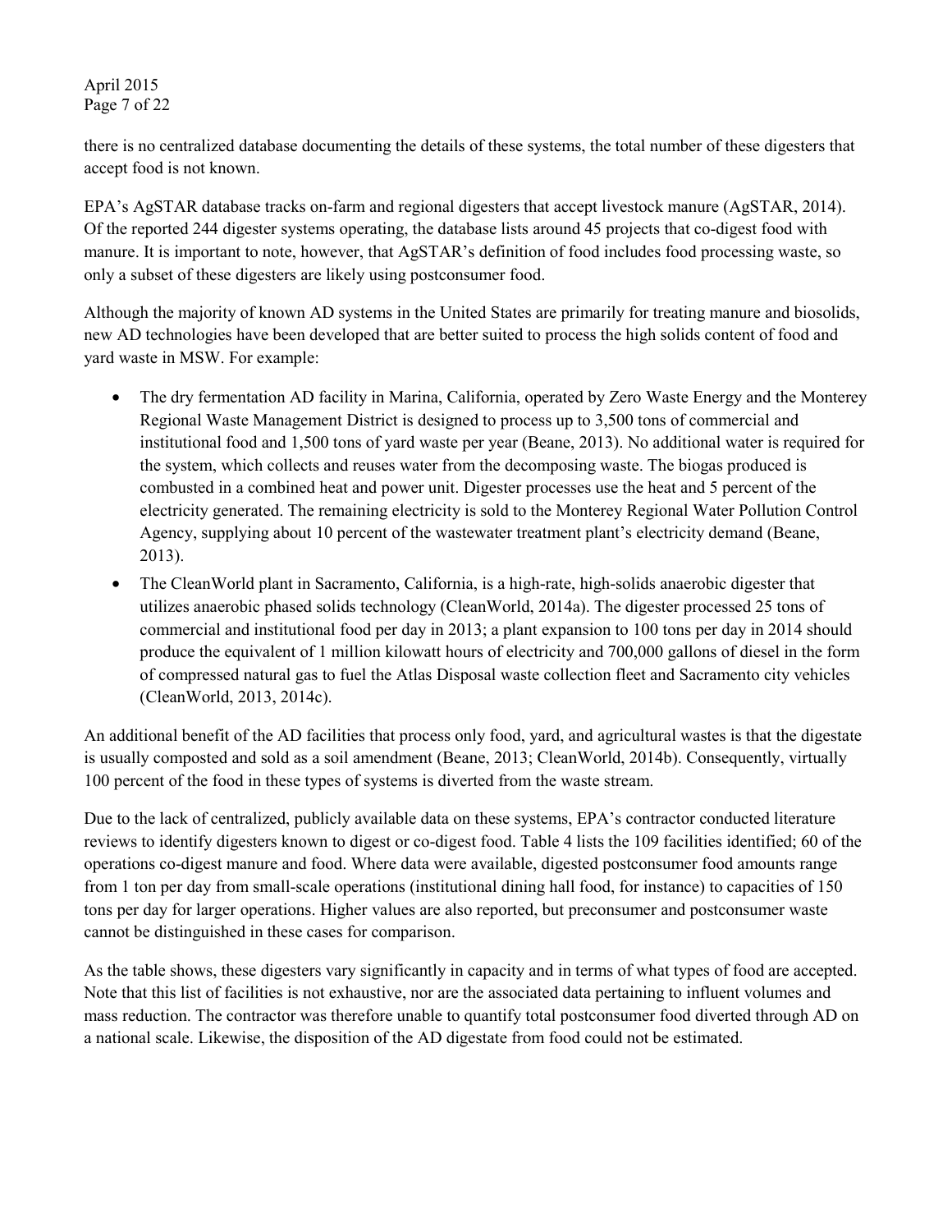there is no centralized database documenting the details of these systems, the total number of these digesters that accept food is not known.

EPA's AgSTAR database tracks on-farm and regional digesters that accept livestock manure (AgSTAR, 2014). Of the reported 244 digester systems operating, the database lists around 45 projects that co-digest food with manure. It is important to note, however, that AgSTAR's definition of food includes food processing waste, so only a subset of these digesters are likely using postconsumer food.

Although the majority of known AD systems in the United States are primarily for treating manure and biosolids, new AD technologies have been developed that are better suited to process the high solids content of food and yard waste in MSW. For example:

- The dry fermentation AD facility in Marina, California, operated by Zero Waste Energy and the Monterey Regional Waste Management District is designed to process up to 3,500 tons of commercial and institutional food and 1,500 tons of yard waste per year (Beane, 2013). No additional water is required for the system, which collects and reuses water from the decomposing waste. The biogas produced is combusted in a combined heat and power unit. Digester processes use the heat and 5 percent of the electricity generated. The remaining electricity is sold to the Monterey Regional Water Pollution Control Agency, supplying about 10 percent of the wastewater treatment plant's electricity demand (Beane, 2013).
- The CleanWorld plant in Sacramento, California, is a high-rate, high-solids anaerobic digester that utilizes anaerobic phased solids technology (CleanWorld, 2014a). The digester processed 25 tons of commercial and institutional food per day in 2013; a plant expansion to 100 tons per day in 2014 should produce the equivalent of 1 million kilowatt hours of electricity and 700,000 gallons of diesel in the form of compressed natural gas to fuel the Atlas Disposal waste collection fleet and Sacramento city vehicles (CleanWorld, 2013, 2014c).

An additional benefit of the AD facilities that process only food, yard, and agricultural wastes is that the digestate is usually composted and sold as a soil amendment (Beane, 2013; CleanWorld, 2014b). Consequently, virtually 100 percent of the food in these types of systems is diverted from the waste stream.

Due to the lack of centralized, publicly available data on these systems, EPA's contractor conducted literature reviews to identify digesters known to digest or co-digest food. Table 4 lists the 109 facilities identified; 60 of the operations co-digest manure and food. Where data were available, digested postconsumer food amounts range from 1 ton per day from small-scale operations (institutional dining hall food, for instance) to capacities of 150 tons per day for larger operations. Higher values are also reported, but preconsumer and postconsumer waste cannot be distinguished in these cases for comparison.

As the table shows, these digesters vary significantly in capacity and in terms of what types of food are accepted. Note that this list of facilities is not exhaustive, nor are the associated data pertaining to influent volumes and mass reduction. The contractor was therefore unable to quantify total postconsumer food diverted through AD on a national scale. Likewise, the disposition of the AD digestate from food could not be estimated.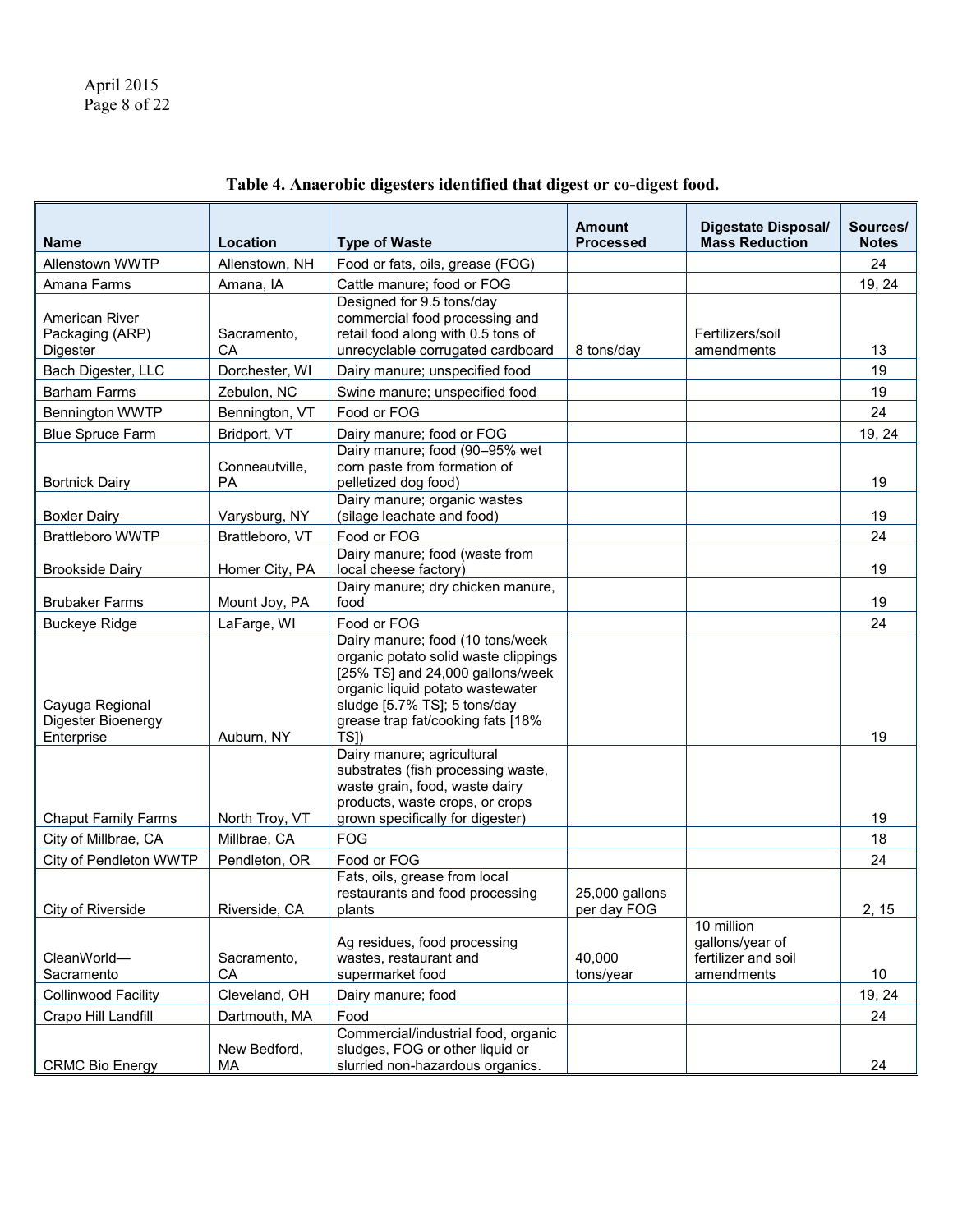**Table 4. Anaerobic digesters identified that digest or co-digest food.**

| Name | Location | Type of Waste | Amount Processed | Digestate Disposal/ Mass Reduction | Sources/ Notes |
|---|---|---|---|---|---|
| Allenstown WWTP | Allenstown, NH | Food or fats, oils, grease (FOG) | | | 24 |
| Amana Farms | Amana, IA | Cattle manure; food or FOG | | | 19, 24 |
| American River Packaging (ARP) Digester | Sacramento, CA | Designed for 9.5 tons/day commercial food processing and retail food along with 0.5 tons of unrecyclable corrugated cardboard | 8 tons/day | Fertilizers/soil amendments | 13 |
| Bach Digester, LLC | Dorchester, WI | Dairy manure; unspecified food | | | 19 |
| Barham Farms | Zebulon, NC | Swine manure; unspecified food | | | 19 |
| Bennington WWTP | Bennington, VT | Food or FOG | | | 24 |
| Blue Spruce Farm | Bridport, VT | Dairy manure; food or FOG | | | 19, 24 |
| Bortnick Dairy | Conneautville, PA | Dairy manure; food (90–95% wet corn paste from formation of pelletized dog food) | | | 19 |
| Boxler Dairy | Varysburg, NY | Dairy manure; organic wastes (silage leachate and food) | | | 19 |
| Brattleboro WWTP | Brattleboro, VT | Food or FOG | | | 24 |
| Brookside Dairy | Homer City, PA | Dairy manure; food (waste from local cheese factory) | | | 19 |
| Brubaker Farms | Mount Joy, PA | Dairy manure; dry chicken manure, food | | | 19 |
| Buckeye Ridge | LaFarge, WI | Food or FOG | | | 24 |
| Cayuga Regional Digester Bioenergy Enterprise | Auburn, NY | Dairy manure; food (10 tons/week organic potato solid waste clippings [25% TS] and 24,000 gallons/week organic liquid potato wastewater sludge [5.7% TS]; 5 tons/day grease trap fat/cooking fats [18% TS]) | | | 19 |
| Chaput Family Farms | North Troy, VT | Dairy manure; agricultural substrates (fish processing waste, waste grain, food, waste dairy products, waste crops, or crops grown specifically for digester) | | | 19 |
| City of Millbrae, CA | Millbrae, CA | FOG | | | 18 |
| City of Pendleton WWTP | Pendleton, OR | Food or FOG | | | 24 |
| City of Riverside | Riverside, CA | Fats, oils, grease from local restaurants and food processing plants | 25,000 gallons per day FOG | | 2, 15 |
| CleanWorld—Sacramento | Sacramento, CA | Ag residues, food processing wastes, restaurant and supermarket food | 40,000 tons/year | 10 million gallons/year of fertilizer and soil amendments | 10 |
| Collinwood Facility | Cleveland, OH | Dairy manure; food | | | 19, 24 |
| Crapo Hill Landfill | Dartmouth, MA | Food | | | 24 |
| CRMC Bio Energy | New Bedford, MA | Commercial/industrial food, organic sludges, FOG or other liquid or slurried non-hazardous organics. | | | 24 |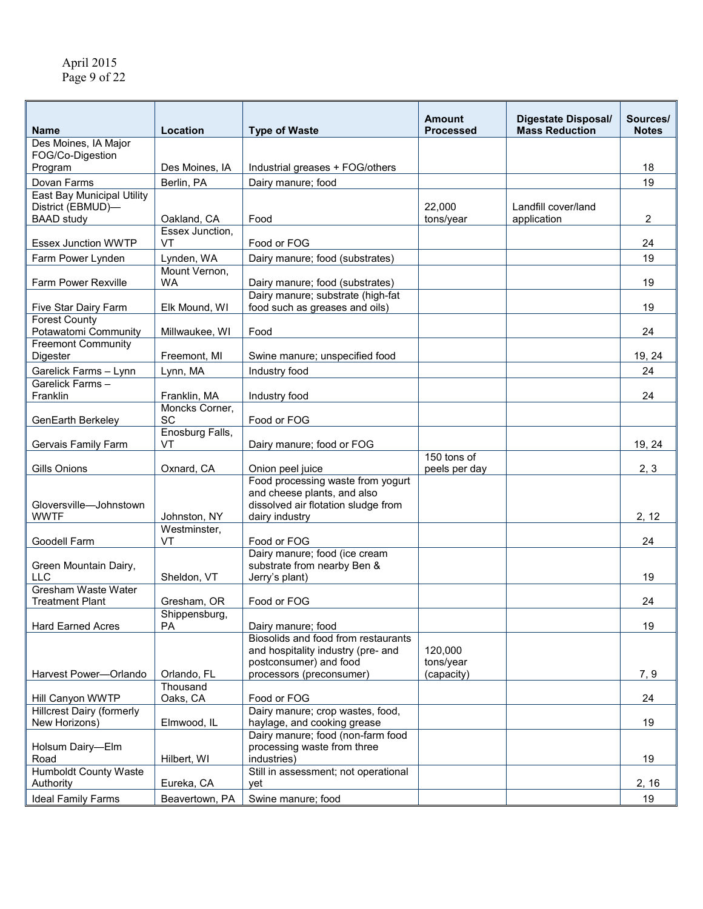| Name | Location | Type of Waste | Amount Processed | Digestate Disposal/ Mass Reduction | Sources/ Notes |
|---|---|---|---|---|---|
| Des Moines, IA Major FOG/Co-Digestion Program | Des Moines, IA | Industrial greases + FOG/others | | | 18 |
| Dovan Farms | Berlin, PA | Dairy manure; food | | | 19 |
| East Bay Municipal Utility District (EBMUD)—BAAD study | Oakland, CA | Food | 22,000 tons/year | Landfill cover/land application | 2 |
| Essex Junction WWTP | Essex Junction, VT | Food or FOG | | | 24 |
| Farm Power Lynden | Lynden, WA | Dairy manure; food (substrates) | | | 19 |
| Farm Power Rexville | Mount Vernon, WA | Dairy manure; food (substrates) | | | 19 |
| Five Star Dairy Farm | Elk Mound, WI | Dairy manure; substrate (high-fat food such as greases and oils) | | | 19 |
| Forest County Potawatomi Community | Millwaukee, WI | Food | | | 24 |
| Freemont Community Digester | Freemont, MI | Swine manure; unspecified food | | | 19, 24 |
| Garelick Farms – Lynn | Lynn, MA | Industry food | | | 24 |
| Garelick Farms – Franklin | Franklin, MA | Industry food | | | 24 |
| GenEarth Berkeley | Moncks Corner, SC | Food or FOG | | | |
| Gervais Family Farm | Enosburg Falls, VT | Dairy manure; food or FOG | | | 19, 24 |
| Gills Onions | Oxnard, CA | Onion peel juice | 150 tons of peels per day | | 2, 3 |
| Gloversville—Johnstown WWTF | Johnston, NY | Food processing waste from yogurt and cheese plants, and also dissolved air flotation sludge from dairy industry | | | 2, 12 |
| Goodell Farm | Westminster, VT | Food or FOG | | | 24 |
| Green Mountain Dairy, LLC | Sheldon, VT | Dairy manure; food (ice cream substrate from nearby Ben & Jerry's plant) | | | 19 |
| Gresham Waste Water Treatment Plant | Gresham, OR | Food or FOG | | | 24 |
| Hard Earned Acres | Shippensburg, PA | Dairy manure; food | | | 19 |
| Harvest Power—Orlando | Orlando, FL | Biosolids and food from restaurants and hospitality industry (pre- and postconsumer) and food processors (preconsumer) | 120,000 tons/year (capacity) | | 7, 9 |
| Hill Canyon WWTP | Thousand Oaks, CA | Food or FOG | | | 24 |
| Hillcrest Dairy (formerly New Horizons) | Elmwood, IL | Dairy manure; crop wastes, food, haylage, and cooking grease | | | 19 |
| Holsum Dairy—Elm Road | Hilbert, WI | Dairy manure; food (non-farm food processing waste from three industries) | | | 19 |
| Humboldt County Waste Authority | Eureka, CA | Still in assessment; not operational yet | | | 2, 16 |
| Ideal Family Farms | Beavertown, PA | Swine manure; food | | | 19 |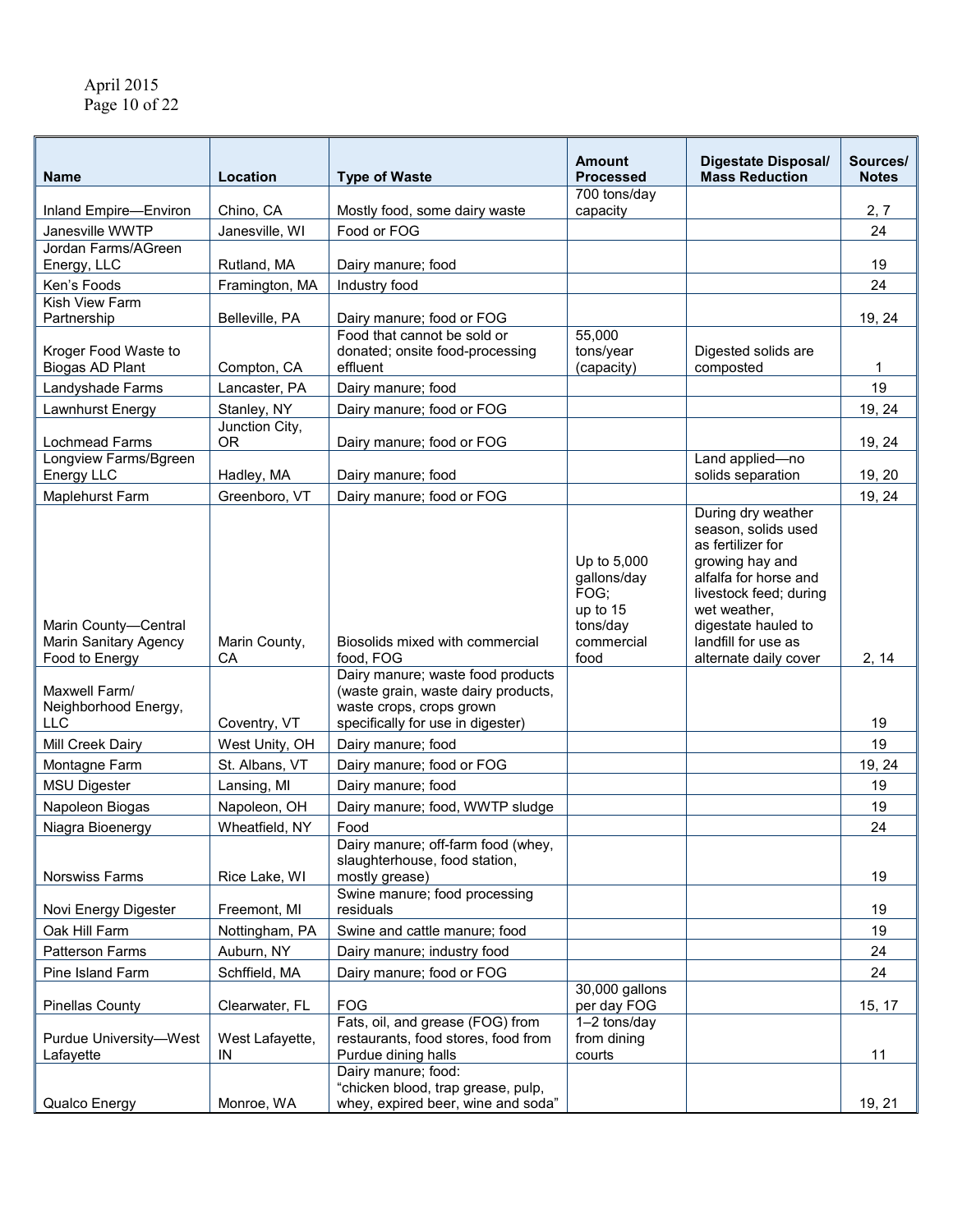| Name | Location | Type of Waste | Amount Processed | Digestate Disposal/ Mass Reduction | Sources/ Notes |
|---|---|---|---|---|---|
| Inland Empire—Environ | Chino, CA | Mostly food, some dairy waste | 700 tons/day capacity | | 2, 7 |
| Janesville WWTP | Janesville, WI | Food or FOG | | | 24 |
| Jordan Farms/AGreen Energy, LLC | Rutland, MA | Dairy manure; food | | | 19 |
| Ken's Foods | Framington, MA | Industry food | | | 24 |
| Kish View Farm Partnership | Belleville, PA | Dairy manure; food or FOG | | | 19, 24 |
| Kroger Food Waste to Biogas AD Plant | Compton, CA | Food that cannot be sold or donated; onsite food-processing effluent | 55,000 tons/year (capacity) | Digested solids are composted | 1 |
| Landyshade Farms | Lancaster, PA | Dairy manure; food | | | 19 |
| Lawnhurst Energy | Stanley, NY | Dairy manure; food or FOG | | | 19, 24 |
| Lochmead Farms | Junction City, OR | Dairy manure; food or FOG | | | 19, 24 |
| Longview Farms/Bgreen Energy LLC | Hadley, MA | Dairy manure; food | | Land applied—no solids separation | 19, 20 |
| Maplehurst Farm | Greenboro, VT | Dairy manure; food or FOG | | | 19, 24 |
| Marin County—Central Marin Sanitary Agency Food to Energy | Marin County, CA | Biosolids mixed with commercial food, FOG | Up to 5,000 gallons/day FOG; up to 15 tons/day commercial food | During dry weather season, solids used as fertilizer for growing hay and alfalfa for horse and livestock feed; during wet weather, digestate hauled to landfill for use as alternate daily cover | 2, 14 |
| Maxwell Farm/ Neighborhood Energy, LLC | Coventry, VT | Dairy manure; waste food products (waste grain, waste dairy products, waste crops, crops grown specifically for use in digester) | | | 19 |
| Mill Creek Dairy | West Unity, OH | Dairy manure; food | | | 19 |
| Montagne Farm | St. Albans, VT | Dairy manure; food or FOG | | | 19, 24 |
| MSU Digester | Lansing, MI | Dairy manure; food | | | 19 |
| Napoleon Biogas | Napoleon, OH | Dairy manure; food, WWTP sludge | | | 19 |
| Niagra Bioenergy | Wheatfield, NY | Food | | | 24 |
| Norswiss Farms | Rice Lake, WI | Dairy manure; off-farm food (whey, slaughterhouse, food station, mostly grease) | | | 19 |
| Novi Energy Digester | Freemont, MI | Swine manure; food processing residuals | | | 19 |
| Oak Hill Farm | Nottingham, PA | Swine and cattle manure; food | | | 19 |
| Patterson Farms | Auburn, NY | Dairy manure; industry food | | | 24 |
| Pine Island Farm | Schffield, MA | Dairy manure; food or FOG | | | 24 |
| Pinellas County | Clearwater, FL | FOG | 30,000 gallons per day FOG | | 15, 17 |
| Purdue University—West Lafayette | West Lafayette, IN | Fats, oil, and grease (FOG) from restaurants, food stores, food from Purdue dining halls | 1–2 tons/day from dining courts | | 11 |
| Qualco Energy | Monroe, WA | Dairy manure; food: "chicken blood, trap grease, pulp, whey, expired beer, wine and soda" | | | 19, 21 |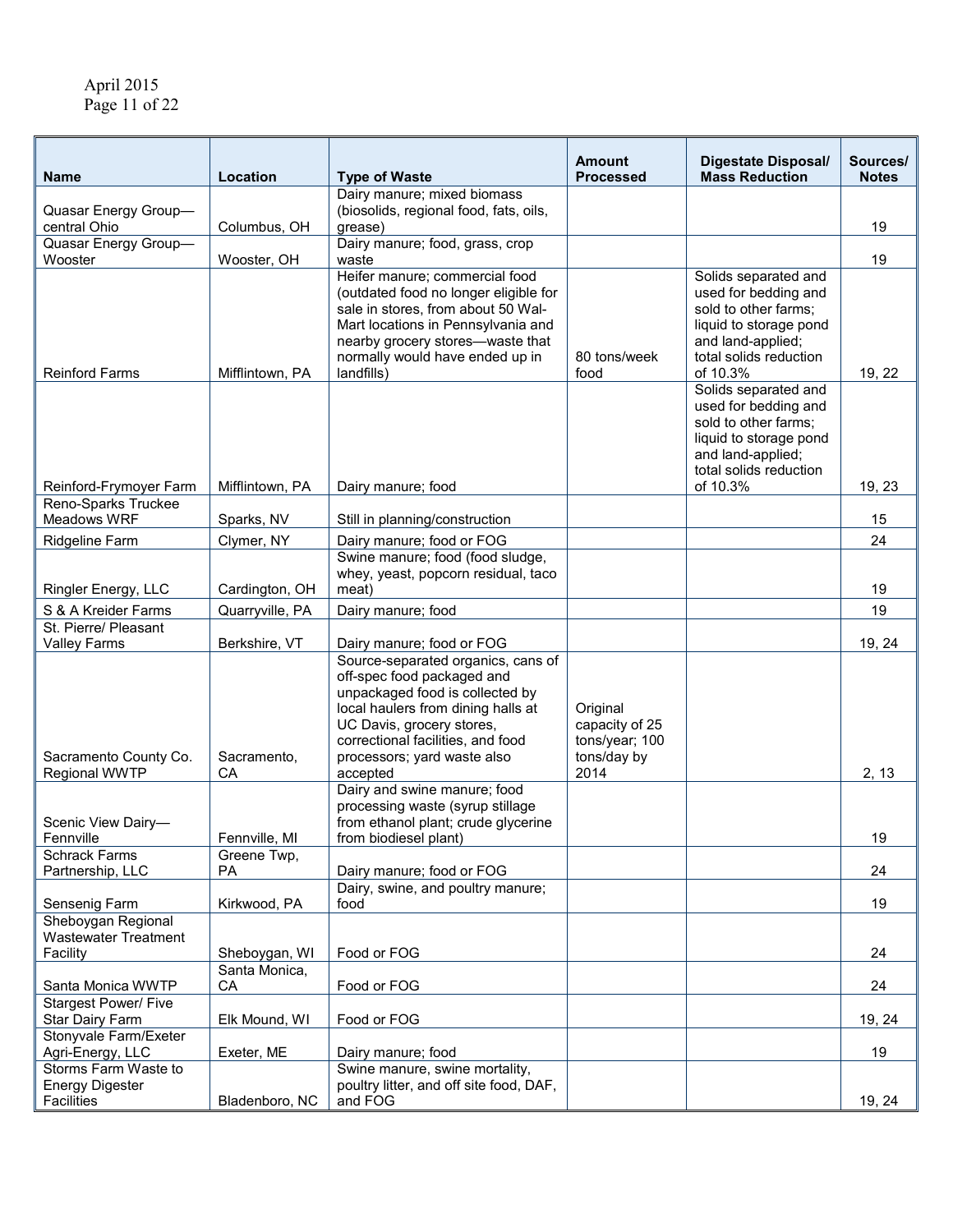| Name | Location | Type of Waste | Amount Processed | Digestate Disposal/ Mass Reduction | Sources/ Notes |
| --- | --- | --- | --- | --- | --- |
| Quasar Energy Group—central Ohio | Columbus, OH | Dairy manure; mixed biomass (biosolids, regional food, fats, oils, grease) | | | 19 |
| Quasar Energy Group—Wooster | Wooster, OH | Dairy manure; food, grass, crop waste | | | 19 |
| Reinford Farms | Mifflintown, PA | Heifer manure; commercial food (outdated food no longer eligible for sale in stores, from about 50 Wal-Mart locations in Pennsylvania and nearby grocery stores—waste that normally would have ended up in landfills) | 80 tons/week food | Solids separated and used for bedding and sold to other farms; liquid to storage pond and land-applied; total solids reduction of 10.3% | 19, 22 |
| Reinford-Frymoyer Farm | Mifflintown, PA | Dairy manure; food | | Solids separated and used for bedding and sold to other farms; liquid to storage pond and land-applied; total solids reduction of 10.3% | 19, 23 |
| Reno-Sparks Truckee Meadows WRF | Sparks, NV | Still in planning/construction | | | 15 |
| Ridgeline Farm | Clymer, NY | Dairy manure; food or FOG | | | 24 |
| Ringler Energy, LLC | Cardington, OH | Swine manure; food (food sludge, whey, yeast, popcorn residual, taco meat) | | | 19 |
| S & A Kreider Farms | Quarryville, PA | Dairy manure; food | | | 19 |
| St. Pierre/ Pleasant Valley Farms | Berkshire, VT | Dairy manure; food or FOG | | | 19, 24 |
| Sacramento County Co. Regional WWTP | Sacramento, CA | Source-separated organics, cans of off-spec food packaged and unpackaged food is collected by local haulers from dining halls at UC Davis, grocery stores, correctional facilities, and food processors; yard waste also accepted | Original capacity of 25 tons/year; 100 tons/day by 2014 | | 2, 13 |
| Scenic View Dairy—Fennville | Fennville, MI | Dairy and swine manure; food processing waste (syrup stillage from ethanol plant; crude glycerine from biodiesel plant) | | | 19 |
| Schrack Farms Partnership, LLC | Greene Twp, PA | Dairy manure; food or FOG | | | 24 |
| Sensenig Farm | Kirkwood, PA | Dairy, swine, and poultry manure; food | | | 19 |
| Sheboygan Regional Wastewater Treatment Facility | Sheboygan, WI | Food or FOG | | | 24 |
| Santa Monica WWTP | Santa Monica, CA | Food or FOG | | | 24 |
| Stargest Power/ Five Star Dairy Farm | Elk Mound, WI | Food or FOG | | | 19, 24 |
| Stonyvale Farm/Exeter Agri-Energy, LLC | Exeter, ME | Dairy manure; food | | | 19 |
| Storms Farm Waste to Energy Digester Facilities | Bladenboro, NC | Swine manure, swine mortality, poultry litter, and off site food, DAF, and FOG | | | 19, 24 |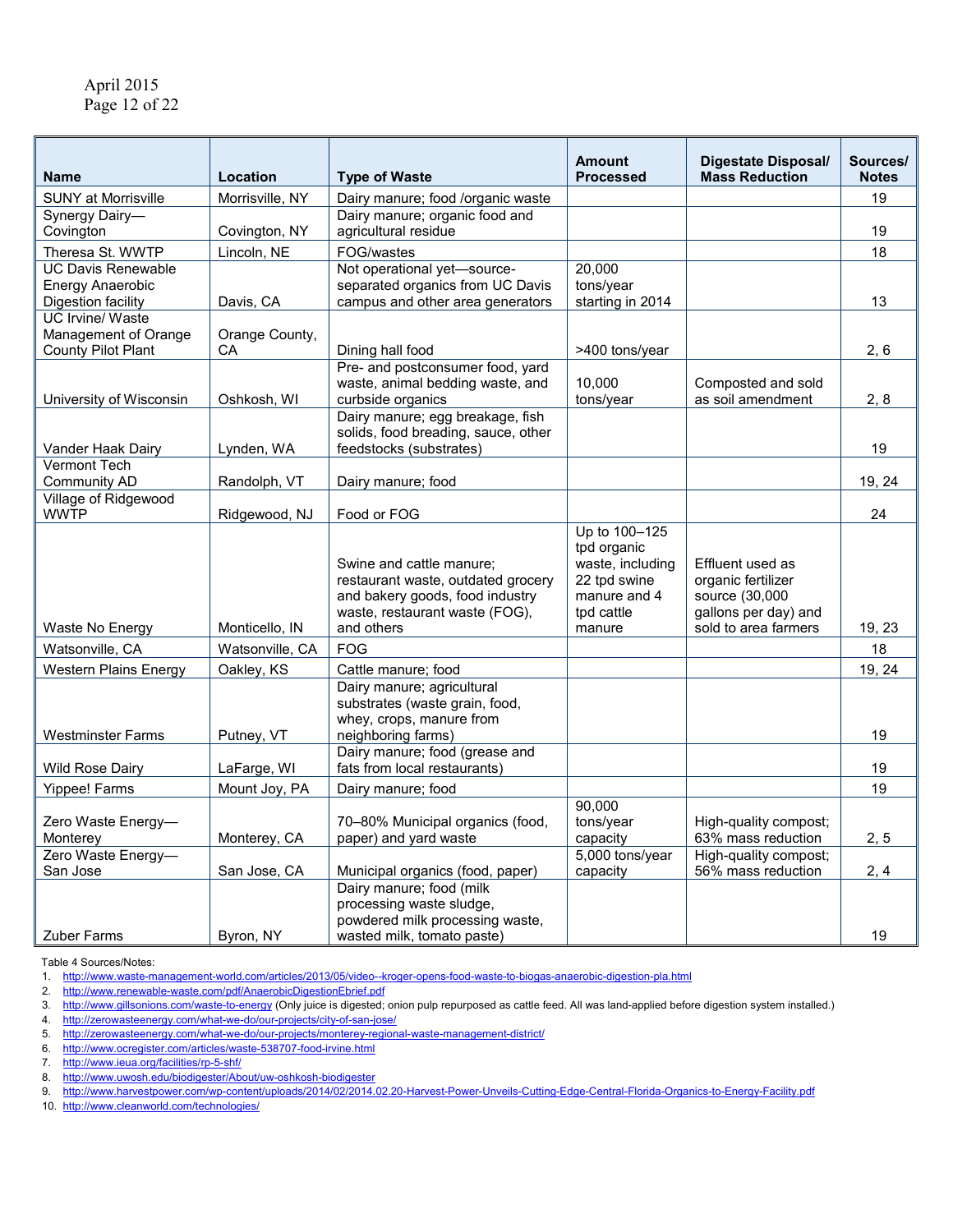| Name | Location | Type of Waste | Amount Processed | Digestate Disposal/ Mass Reduction | Sources/ Notes |
|---|---|---|---|---|---|
| SUNY at Morrisville | Morrisville, NY | Dairy manure; food /organic waste | | | 19 |
| Synergy Dairy—Covington | Covington, NY | Dairy manure; organic food and agricultural residue | | | 19 |
| Theresa St. WWTP | Lincoln, NE | FOG/wastes | | | 18 |
| UC Davis Renewable Energy Anaerobic Digestion facility | Davis, CA | Not operational yet—source-separated organics from UC Davis campus and other area generators | 20,000 tons/year starting in 2014 | | 13 |
| UC Irvine/ Waste Management of Orange County Pilot Plant | Orange County, CA | Dining hall food | >400 tons/year | | 2, 6 |
| University of Wisconsin | Oshkosh, WI | Pre- and postconsumer food, yard waste, animal bedding waste, and curbside organics | 10,000 tons/year | Composted and sold as soil amendment | 2, 8 |
| Vander Haak Dairy | Lynden, WA | Dairy manure; egg breakage, fish solids, food breading, sauce, other feedstocks (substrates) | | | 19 |
| Vermont Tech Community AD | Randolph, VT | Dairy manure; food | | | 19, 24 |
| Village of Ridgewood WWTP | Ridgewood, NJ | Food or FOG | | | 24 |
| Waste No Energy | Monticello, IN | Swine and cattle manure; restaurant waste, outdated grocery and bakery goods, food industry waste, restaurant waste (FOG), and others | Up to 100–125 tpd organic waste, including 22 tpd swine manure and 4 tpd cattle manure | Effluent used as organic fertilizer source (30,000 gallons per day) and sold to area farmers | 19, 23 |
| Watsonville, CA | Watsonville, CA | FOG | | | 18 |
| Western Plains Energy | Oakley, KS | Cattle manure; food | | | 19, 24 |
| Westminster Farms | Putney, VT | Dairy manure; agricultural substrates (waste grain, food, whey, crops, manure from neighboring farms) | | | 19 |
| Wild Rose Dairy | LaFarge, WI | Dairy manure; food (grease and fats from local restaurants) | | | 19 |
| Yippee! Farms | Mount Joy, PA | Dairy manure; food | | | 19 |
| Zero Waste Energy—Monterey | Monterey, CA | 70–80% Municipal organics (food, paper) and yard waste | 90,000 tons/year capacity | High-quality compost; 63% mass reduction | 2, 5 |
| Zero Waste Energy—San Jose | San Jose, CA | Municipal organics (food, paper) | 5,000 tons/year capacity | High-quality compost; 56% mass reduction | 2, 4 |
| Zuber Farms | Byron, NY | Dairy manure; food (milk processing waste sludge, powdered milk processing waste, wasted milk, tomato paste) | | | 19 |

Table 4 Sources/Notes:

1. http://www.waste-management-world.com/articles/2013/05/video--kroger-opens-food-waste-to-biogas-anaerobic-digestion-pla.html
2. http://www.renewable-waste.com/pdf/AnaerobicDigestionEbrief.pdf
3. http://www.gillsonions.com/waste-to-energy (Only juice is digested; onion pulp repurposed as cattle feed. All was land-applied before digestion system installed.)
4. http://zerowasteenergy.com/what-we-do/our-projects/city-of-san-jose/
5. http://zerowasteenergy.com/what-we-do/our-projects/monterey-regional-waste-management-district/
6. http://www.ocregister.com/articles/waste-538707-food-irvine.html
7. http://www.ieua.org/facilities/rp-5-shf/
8. http://www.uwosh.edu/biodigester/About/uw-oshkosh-biodigester
9. http://www.harvestpower.com/wp-content/uploads/2014/02/2014.02.20-Harvest-Power-Unveils-Cutting-Edge-Central-Florida-Organics-to-Energy-Facility.pdf
10. http://www.cleanworld.com/technologies/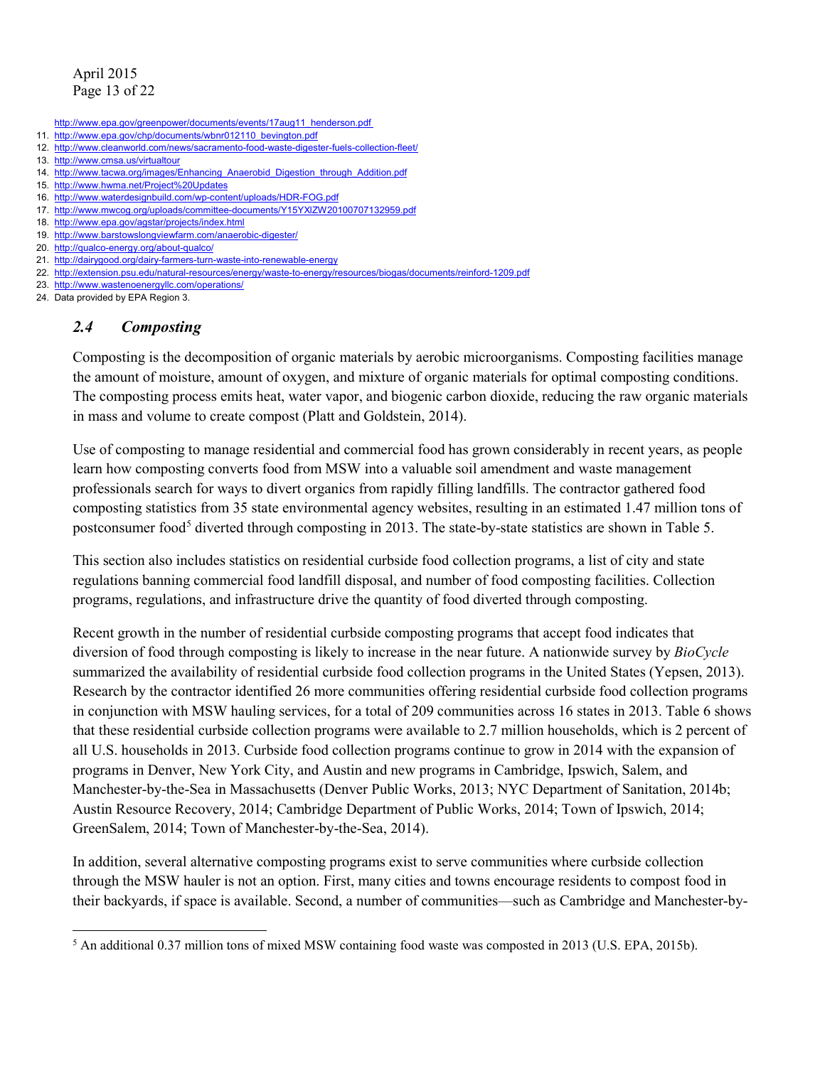http://www.epa.gov/greenpower/documents/events/17aug11_henderson.pdf

11. http://www.epa.gov/chp/documents/wbnr012110_bevington.pdf
12. http://www.cleanworld.com/news/sacramento-food-waste-digester-fuels-collection-fleet/
13. http://www.cmsa.us/virtualtour
14. http://www.tacwa.org/images/Enhancing_Anaerobid_Digestion_through_Addition.pdf
15. http://www.hwma.net/Project%20Updates
16. http://www.waterdesignbuild.com/wp-content/uploads/HDR-FOG.pdf
17. http://www.mwcog.org/uploads/committee-documents/Y15YXlZW20100707132959.pdf
18. http://www.epa.gov/agstar/projects/index.html
19. http://www.barstowslongviewfarm.com/anaerobic-digester/
20. http://qualco-energy.org/about-qualco/
21. http://dairygood.org/dairy-farmers-turn-waste-into-renewable-energy
22. http://extension.psu.edu/natural-resources/energy/waste-to-energy/resources/biogas/documents/reinford-1209.pdf
23. http://www.wastenoenergyllc.com/operations/
24. Data provided by EPA Region 3.

## *2.4 Composting*

Composting is the decomposition of organic materials by aerobic microorganisms. Composting facilities manage the amount of moisture, amount of oxygen, and mixture of organic materials for optimal composting conditions. The composting process emits heat, water vapor, and biogenic carbon dioxide, reducing the raw organic materials in mass and volume to create compost (Platt and Goldstein, 2014).

Use of composting to manage residential and commercial food has grown considerably in recent years, as people learn how composting converts food from MSW into a valuable soil amendment and waste management professionals search for ways to divert organics from rapidly filling landfills. The contractor gathered food composting statistics from 35 state environmental agency websites, resulting in an estimated 1.47 million tons of postconsumer food[5] diverted through composting in 2013. The state-by-state statistics are shown in Table 5.

This section also includes statistics on residential curbside food collection programs, a list of city and state regulations banning commercial food landfill disposal, and number of food composting facilities. Collection programs, regulations, and infrastructure drive the quantity of food diverted through composting.

Recent growth in the number of residential curbside composting programs that accept food indicates that diversion of food through composting is likely to increase in the near future. A nationwide survey by *BioCycle* summarized the availability of residential curbside food collection programs in the United States (Yepsen, 2013). Research by the contractor identified 26 more communities offering residential curbside food collection programs in conjunction with MSW hauling services, for a total of 209 communities across 16 states in 2013. Table 6 shows that these residential curbside collection programs were available to 2.7 million households, which is 2 percent of all U.S. households in 2013. Curbside food collection programs continue to grow in 2014 with the expansion of programs in Denver, New York City, and Austin and new programs in Cambridge, Ipswich, Salem, and Manchester-by-the-Sea in Massachusetts (Denver Public Works, 2013; NYC Department of Sanitation, 2014b; Austin Resource Recovery, 2014; Cambridge Department of Public Works, 2014; Town of Ipswich, 2014; GreenSalem, 2014; Town of Manchester-by-the-Sea, 2014).

In addition, several alternative composting programs exist to serve communities where curbside collection through the MSW hauler is not an option. First, many cities and towns encourage residents to compost food in their backyards, if space is available. Second, a number of communities—such as Cambridge and Manchester-by-

[5] An additional 0.37 million tons of mixed MSW containing food waste was composted in 2013 (U.S. EPA, 2015b).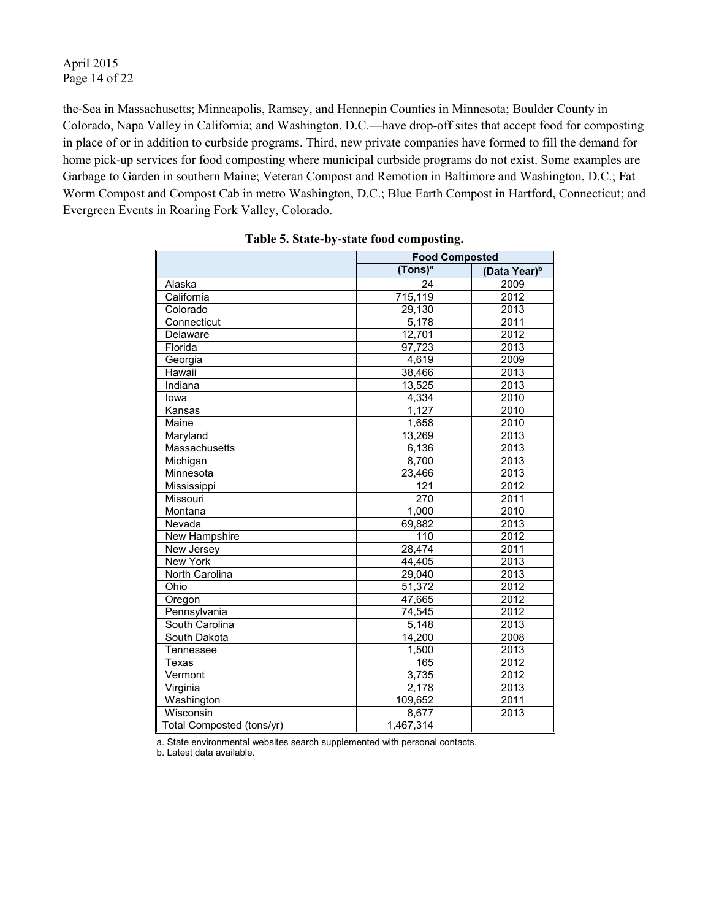the-Sea in Massachusetts; Minneapolis, Ramsey, and Hennepin Counties in Minnesota; Boulder County in Colorado, Napa Valley in California; and Washington, D.C.—have drop-off sites that accept food for composting in place of or in addition to curbside programs. Third, new private companies have formed to fill the demand for home pick-up services for food composting where municipal curbside programs do not exist. Some examples are Garbage to Garden in southern Maine; Veteran Compost and Remotion in Baltimore and Washington, D.C.; Fat Worm Compost and Compost Cab in metro Washington, D.C.; Blue Earth Compost in Hartford, Connecticut; and Evergreen Events in Roaring Fork Valley, Colorado.

**Table 5. State-by-state food composting.**

| | Food Composted | |
|---|---|---|
| | (Tons)[a] | (Data Year)[b] |
| Alaska | 24 | 2009 |
| California | 715,119 | 2012 |
| Colorado | 29,130 | 2013 |
| Connecticut | 5,178 | 2011 |
| Delaware | 12,701 | 2012 |
| Florida | 97,723 | 2013 |
| Georgia | 4,619 | 2009 |
| Hawaii | 38,466 | 2013 |
| Indiana | 13,525 | 2013 |
| Iowa | 4,334 | 2010 |
| Kansas | 1,127 | 2010 |
| Maine | 1,658 | 2010 |
| Maryland | 13,269 | 2013 |
| Massachusetts | 6,136 | 2013 |
| Michigan | 8,700 | 2013 |
| Minnesota | 23,466 | 2013 |
| Mississippi | 121 | 2012 |
| Missouri | 270 | 2011 |
| Montana | 1,000 | 2010 |
| Nevada | 69,882 | 2013 |
| New Hampshire | 110 | 2012 |
| New Jersey | 28,474 | 2011 |
| New York | 44,405 | 2013 |
| North Carolina | 29,040 | 2013 |
| Ohio | 51,372 | 2012 |
| Oregon | 47,665 | 2012 |
| Pennsylvania | 74,545 | 2012 |
| South Carolina | 5,148 | 2013 |
| South Dakota | 14,200 | 2008 |
| Tennessee | 1,500 | 2013 |
| Texas | 165 | 2012 |
| Vermont | 3,735 | 2012 |
| Virginia | 2,178 | 2013 |
| Washington | 109,652 | 2011 |
| Wisconsin | 8,677 | 2013 |
| Total Composted (tons/yr) | 1,467,314 | |

a. State environmental websites search supplemented with personal contacts.

b. Latest data available.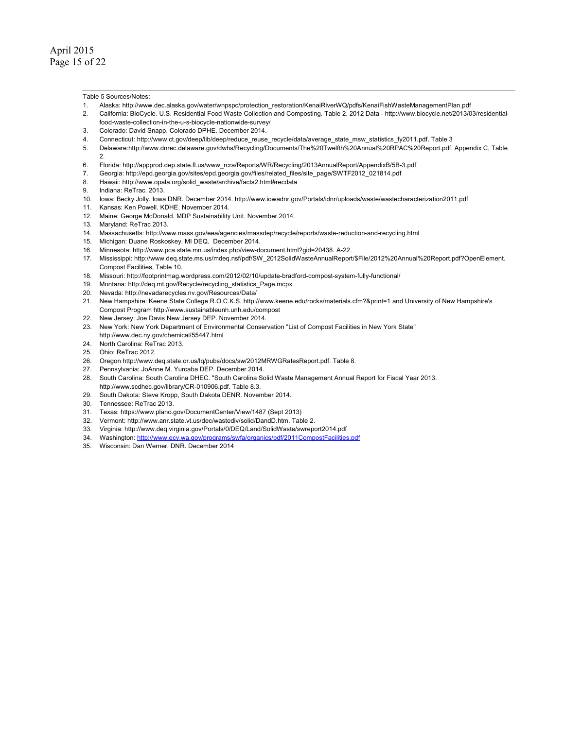Table 5 Sources/Notes:

1. Alaska: http://www.dec.alaska.gov/water/wnpspc/protection_restoration/KenaiRiverWQ/pdfs/KenaiFishWasteManagementPlan.pdf
2. California: BioCycle. U.S. Residential Food Waste Collection and Composting. Table 2. 2012 Data - http://www.biocycle.net/2013/03/residential-food-waste-collection-in-the-u-s-biocycle-nationwide-survey/
3. Colorado: David Snapp. Colorado DPHE. December 2014.
4. Connecticut: http://www.ct.gov/deep/lib/deep/reduce_reuse_recycle/data/average_state_msw_statistics_fy2011.pdf. Table 3
5. Delaware:http://www.dnrec.delaware.gov/dwhs/Recycling/Documents/The%20Twelfth%20Annual%20RPAC%20Report.pdf. Appendix C, Table 2.
6. Florida: http://appprod.dep.state.fl.us/www_rcra/Reports/WR/Recycling/2013AnnualReport/AppendixB/5B-3.pdf
7. Georgia: http://epd.georgia.gov/sites/epd.georgia.gov/files/related_files/site_page/SWTF2012_021814.pdf
8. Hawaii: http://www.opala.org/solid_waste/archive/facts2.html#recdata
9. Indiana: ReTrac. 2013.
10. Iowa: Becky Jolly. Iowa DNR. December 2014. http://www.iowadnr.gov/Portals/idnr/uploads/waste/wastecharacterization2011.pdf
11. Kansas: Ken Powell. KDHE. November 2014.
12. Maine: George McDonald. MDP Sustainability Unit. November 2014.
13. Maryland: ReTrac 2013.
14. Massachusetts: http://www.mass.gov/eea/agencies/massdep/recycle/reports/waste-reduction-and-recycling.html
15. Michigan: Duane Roskoskey. MI DEQ. December 2014.
16. Minnesota: http://www.pca.state.mn.us/index.php/view-document.html?gid=20438. A-22.
17. Mississippi: http://www.deq.state.ms.us/mdeq.nsf/pdf/SW_2012SolidWasteAnnualReport/$File/2012%20Annual%20Report.pdf?OpenElement. Compost Facilities, Table 10.
18. Missouri: http://footprintmag.wordpress.com/2012/02/10/update-bradford-compost-system-fully-functional/
19. Montana: http://deq.mt.gov/Recycle/recycling_statistics_Page.mcpx
20. Nevada: http://nevadarecycles.nv.gov/Resources/Data/
21. New Hampshire: Keene State College R.O.C.K.S. http://www.keene.edu/rocks/materials.cfm?&print=1 and University of New Hampshire's Compost Program http://www.sustainableunh.unh.edu/compost
22. New Jersey: Joe Davis New Jersey DEP. November 2014.
23. New York: New York Department of Environmental Conservation "List of Compost Facilities in New York State" http://www.dec.ny.gov/chemical/55447.html
24. North Carolina: ReTrac 2013.
25. Ohio: ReTrac 2012.
26. Oregon http://www.deq.state.or.us/lq/pubs/docs/sw/2012MRWGRatesReport.pdf. Table 8.
27. Pennsylvania: JoAnne M. Yurcaba DEP. December 2014.
28. South Carolina: South Carolina DHEC. "South Carolina Solid Waste Management Annual Report for Fiscal Year 2013. http://www.scdhec.gov/library/CR-010906.pdf. Table 8.3.
29. South Dakota: Steve Kropp, South Dakota DENR. November 2014.
30. Tennessee: ReTrac 2013.
31. Texas: https://www.plano.gov/DocumentCenter/View/1487 (Sept 2013)
32. Vermont: http://www.anr.state.vt.us/dec/wastediv/solid/DandD.htm. Table 2.
33. Virginia: http://www.deq.virginia.gov/Portals/0/DEQ/Land/SolidWaste/swreport2014.pdf
34. Washington: http://www.ecy.wa.gov/programs/swfa/organics/pdf/2011CompostFacilities.pdf
35. Wisconsin: Dan Werner. DNR. December 2014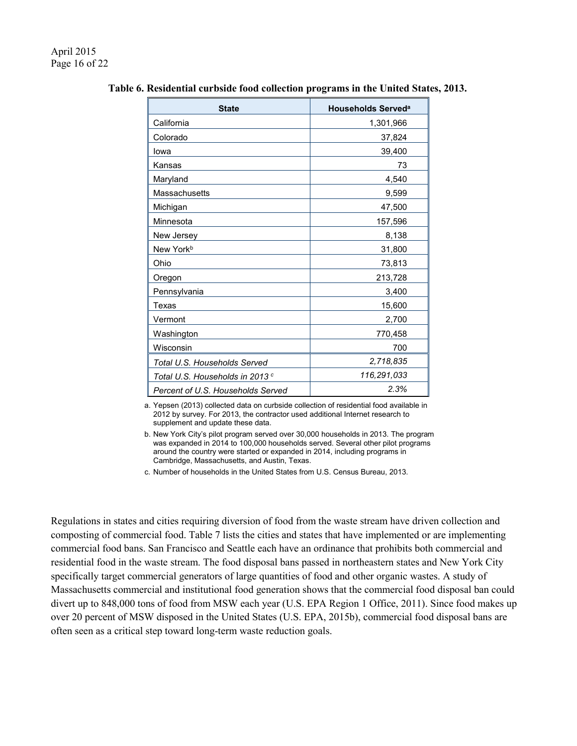**Table 6. Residential curbside food collection programs in the United States, 2013.**

| State | Households Served[a] |
|---|---|
| California | 1,301,966 |
| Colorado | 37,824 |
| Iowa | 39,400 |
| Kansas | 73 |
| Maryland | 4,540 |
| Massachusetts | 9,599 |
| Michigan | 47,500 |
| Minnesota | 157,596 |
| New Jersey | 8,138 |
| New York[b] | 31,800 |
| Ohio | 73,813 |
| Oregon | 213,728 |
| Pennsylvania | 3,400 |
| Texas | 15,600 |
| Vermont | 2,700 |
| Washington | 770,458 |
| Wisconsin | 700 |
| *Total U.S. Households Served* | *2,718,835* |
| *Total U.S. Households in 2013* [c] | *116,291,033* |
| *Percent of U.S. Households Served* | *2.3%* |

a. Yepsen (2013) collected data on curbside collection of residential food available in 2012 by survey. For 2013, the contractor used additional Internet research to supplement and update these data.

b. New York City's pilot program served over 30,000 households in 2013. The program was expanded in 2014 to 100,000 households served. Several other pilot programs around the country were started or expanded in 2014, including programs in Cambridge, Massachusetts, and Austin, Texas.

c. Number of households in the United States from U.S. Census Bureau, 2013.

Regulations in states and cities requiring diversion of food from the waste stream have driven collection and composting of commercial food. Table 7 lists the cities and states that have implemented or are implementing commercial food bans. San Francisco and Seattle each have an ordinance that prohibits both commercial and residential food in the waste stream. The food disposal bans passed in northeastern states and New York City specifically target commercial generators of large quantities of food and other organic wastes. A study of Massachusetts commercial and institutional food generation shows that the commercial food disposal ban could divert up to 848,000 tons of food from MSW each year (U.S. EPA Region 1 Office, 2011). Since food makes up over 20 percent of MSW disposed in the United States (U.S. EPA, 2015b), commercial food disposal bans are often seen as a critical step toward long-term waste reduction goals.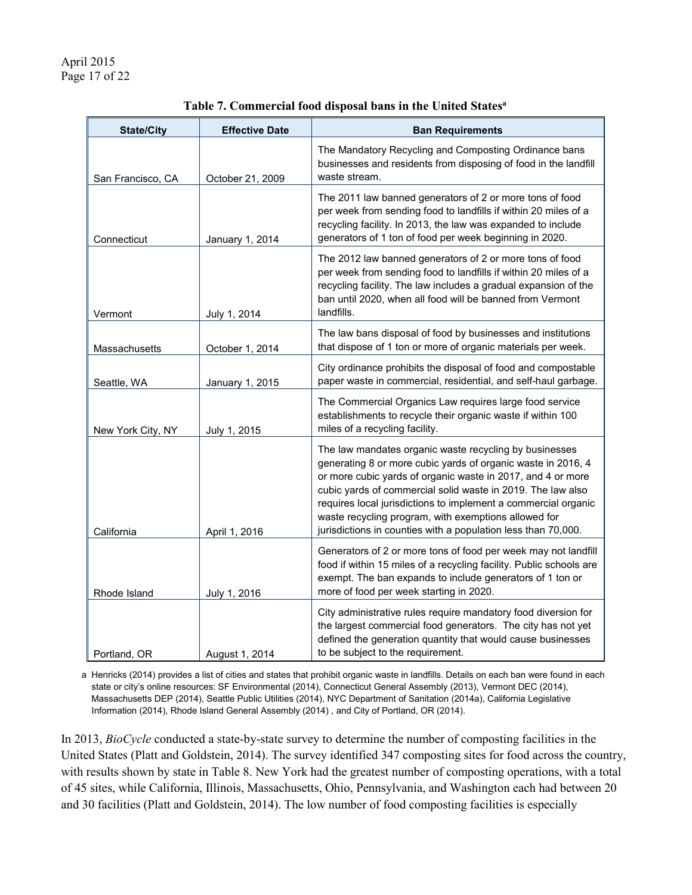**Table 7. Commercial food disposal bans in the United States[a]**

| State/City | Effective Date | Ban Requirements |
|---|---|---|
| San Francisco, CA | October 21, 2009 | The Mandatory Recycling and Composting Ordinance bans businesses and residents from disposing of food in the landfill waste stream. |
| Connecticut | January 1, 2014 | The 2011 law banned generators of 2 or more tons of food per week from sending food to landfills if within 20 miles of a recycling facility. In 2013, the law was expanded to include generators of 1 ton of food per week beginning in 2020. |
| Vermont | July 1, 2014 | The 2012 law banned generators of 2 or more tons of food per week from sending food to landfills if within 20 miles of a recycling facility. The law includes a gradual expansion of the ban until 2020, when all food will be banned from Vermont landfills. |
| Massachusetts | October 1, 2014 | The law bans disposal of food by businesses and institutions that dispose of 1 ton or more of organic materials per week. |
| Seattle, WA | January 1, 2015 | City ordinance prohibits the disposal of food and compostable paper waste in commercial, residential, and self-haul garbage. |
| New York City, NY | July 1, 2015 | The Commercial Organics Law requires large food service establishments to recycle their organic waste if within 100 miles of a recycling facility. |
| California | April 1, 2016 | The law mandates organic waste recycling by businesses generating 8 or more cubic yards of organic waste in 2016, 4 or more cubic yards of organic waste in 2017, and 4 or more cubic yards of commercial solid waste in 2019. The law also requires local jurisdictions to implement a commercial organic waste recycling program, with exemptions allowed for jurisdictions in counties with a population less than 70,000. |
| Rhode Island | July 1, 2016 | Generators of 2 or more tons of food per week may not landfill food if within 15 miles of a recycling facility. Public schools are exempt. The ban expands to include generators of 1 ton or more of food per week starting in 2020. |
| Portland, OR | August 1, 2014 | City administrative rules require mandatory food diversion for the largest commercial food generators. The city has not yet defined the generation quantity that would cause businesses to be subject to the requirement. |

a Henricks (2014) provides a list of cities and states that prohibit organic waste in landfills. Details on each ban were found in each state or city's online resources: SF Environmental (2014), Connecticut General Assembly (2013), Vermont DEC (2014), Massachusetts DEP (2014), Seattle Public Utilities (2014), NYC Department of Sanitation (2014a), California Legislative Information (2014), Rhode Island General Assembly (2014) , and City of Portland, OR (2014).

In 2013, *BioCycle* conducted a state-by-state survey to determine the number of composting facilities in the United States (Platt and Goldstein, 2014). The survey identified 347 composting sites for food across the country, with results shown by state in Table 8. New York had the greatest number of composting operations, with a total of 45 sites, while California, Illinois, Massachusetts, Ohio, Pennsylvania, and Washington each had between 20 and 30 facilities (Platt and Goldstein, 2014). The low number of food composting facilities is especially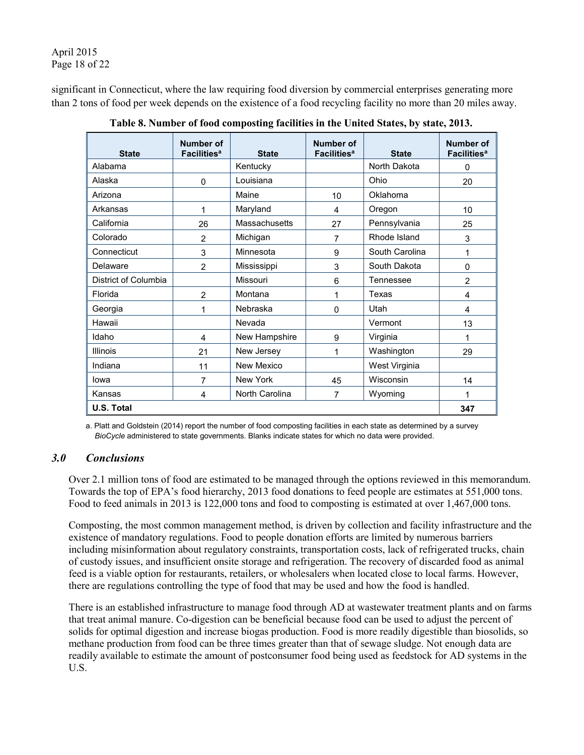significant in Connecticut, where the law requiring food diversion by commercial enterprises generating more than 2 tons of food per week depends on the existence of a food recycling facility no more than 20 miles away.

**Table 8. Number of food composting facilities in the United States, by state, 2013.**

| State | Number of Facilities[a] | State | Number of Facilities[a] | State | Number of Facilities[a] |
|---|---|---|---|---|---|
| Alabama | | Kentucky | | North Dakota | 0 |
| Alaska | 0 | Louisiana | | Ohio | 20 |
| Arizona | | Maine | 10 | Oklahoma | |
| Arkansas | 1 | Maryland | 4 | Oregon | 10 |
| California | 26 | Massachusetts | 27 | Pennsylvania | 25 |
| Colorado | 2 | Michigan | 7 | Rhode Island | 3 |
| Connecticut | 3 | Minnesota | 9 | South Carolina | 1 |
| Delaware | 2 | Mississippi | 3 | South Dakota | 0 |
| District of Columbia | | Missouri | 6 | Tennessee | 2 |
| Florida | 2 | Montana | 1 | Texas | 4 |
| Georgia | 1 | Nebraska | 0 | Utah | 4 |
| Hawaii | | Nevada | | Vermont | 13 |
| Idaho | 4 | New Hampshire | 9 | Virginia | 1 |
| Illinois | 21 | New Jersey | 1 | Washington | 29 |
| Indiana | 11 | New Mexico | | West Virginia | |
| Iowa | 7 | New York | 45 | Wisconsin | 14 |
| Kansas | 4 | North Carolina | 7 | Wyoming | 1 |
| **U.S. Total** | | | | | **347** |

a. Platt and Goldstein (2014) report the number of food composting facilities in each state as determined by a survey *BioCycle* administered to state governments. Blanks indicate states for which no data were provided.

## *3.0 Conclusions*

Over 2.1 million tons of food are estimated to be managed through the options reviewed in this memorandum. Towards the top of EPA's food hierarchy, 2013 food donations to feed people are estimates at 551,000 tons. Food to feed animals in 2013 is 122,000 tons and food to composting is estimated at over 1,467,000 tons.

Composting, the most common management method, is driven by collection and facility infrastructure and the existence of mandatory regulations. Food to people donation efforts are limited by numerous barriers including misinformation about regulatory constraints, transportation costs, lack of refrigerated trucks, chain of custody issues, and insufficient onsite storage and refrigeration. The recovery of discarded food as animal feed is a viable option for restaurants, retailers, or wholesalers when located close to local farms. However, there are regulations controlling the type of food that may be used and how the food is handled.

There is an established infrastructure to manage food through AD at wastewater treatment plants and on farms that treat animal manure. Co-digestion can be beneficial because food can be used to adjust the percent of solids for optimal digestion and increase biogas production. Food is more readily digestible than biosolids, so methane production from food can be three times greater than that of sewage sludge. Not enough data are readily available to estimate the amount of postconsumer food being used as feedstock for AD systems in the U.S.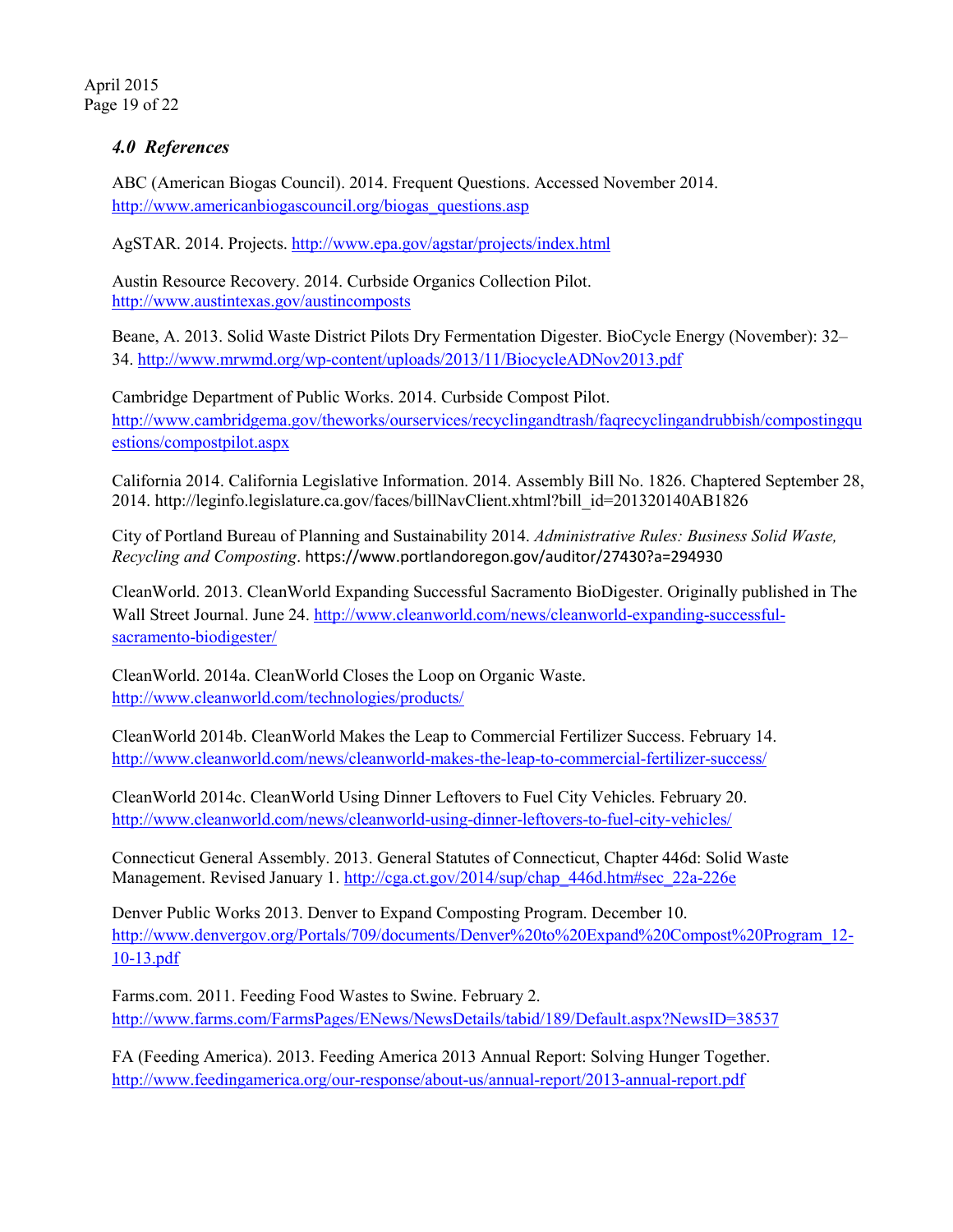### *4.0 References*

ABC (American Biogas Council). 2014. Frequent Questions. Accessed November 2014. http://www.americanbiogascouncil.org/biogas_questions.asp

AgSTAR. 2014. Projects. http://www.epa.gov/agstar/projects/index.html

Austin Resource Recovery. 2014. Curbside Organics Collection Pilot. http://www.austintexas.gov/austincomposts

Beane, A. 2013. Solid Waste District Pilots Dry Fermentation Digester. BioCycle Energy (November): 32–34. http://www.mrwmd.org/wp-content/uploads/2013/11/BiocycleADNov2013.pdf

Cambridge Department of Public Works. 2014. Curbside Compost Pilot. http://www.cambridgema.gov/theworks/ourservices/recyclingandtrash/faqrecyclingandrubbish/compostingquestions/compostpilot.aspx

California 2014. California Legislative Information. 2014. Assembly Bill No. 1826. Chaptered September 28, 2014. http://leginfo.legislature.ca.gov/faces/billNavClient.xhtml?bill_id=201320140AB1826

City of Portland Bureau of Planning and Sustainability 2014. *Administrative Rules: Business Solid Waste, Recycling and Composting*. https://www.portlandoregon.gov/auditor/27430?a=294930

CleanWorld. 2013. CleanWorld Expanding Successful Sacramento BioDigester. Originally published in The Wall Street Journal. June 24. http://www.cleanworld.com/news/cleanworld-expanding-successful-sacramento-biodigester/

CleanWorld. 2014a. CleanWorld Closes the Loop on Organic Waste. http://www.cleanworld.com/technologies/products/

CleanWorld 2014b. CleanWorld Makes the Leap to Commercial Fertilizer Success. February 14. http://www.cleanworld.com/news/cleanworld-makes-the-leap-to-commercial-fertilizer-success/

CleanWorld 2014c. CleanWorld Using Dinner Leftovers to Fuel City Vehicles. February 20. http://www.cleanworld.com/news/cleanworld-using-dinner-leftovers-to-fuel-city-vehicles/

Connecticut General Assembly. 2013. General Statutes of Connecticut, Chapter 446d: Solid Waste Management. Revised January 1. http://cga.ct.gov/2014/sup/chap_446d.htm#sec_22a-226e

Denver Public Works 2013. Denver to Expand Composting Program. December 10. http://www.denvergov.org/Portals/709/documents/Denver%20to%20Expand%20Compost%20Program_12-10-13.pdf

Farms.com. 2011. Feeding Food Wastes to Swine. February 2. http://www.farms.com/FarmsPages/ENews/NewsDetails/tabid/189/Default.aspx?NewsID=38537

FA (Feeding America). 2013. Feeding America 2013 Annual Report: Solving Hunger Together. http://www.feedingamerica.org/our-response/about-us/annual-report/2013-annual-report.pdf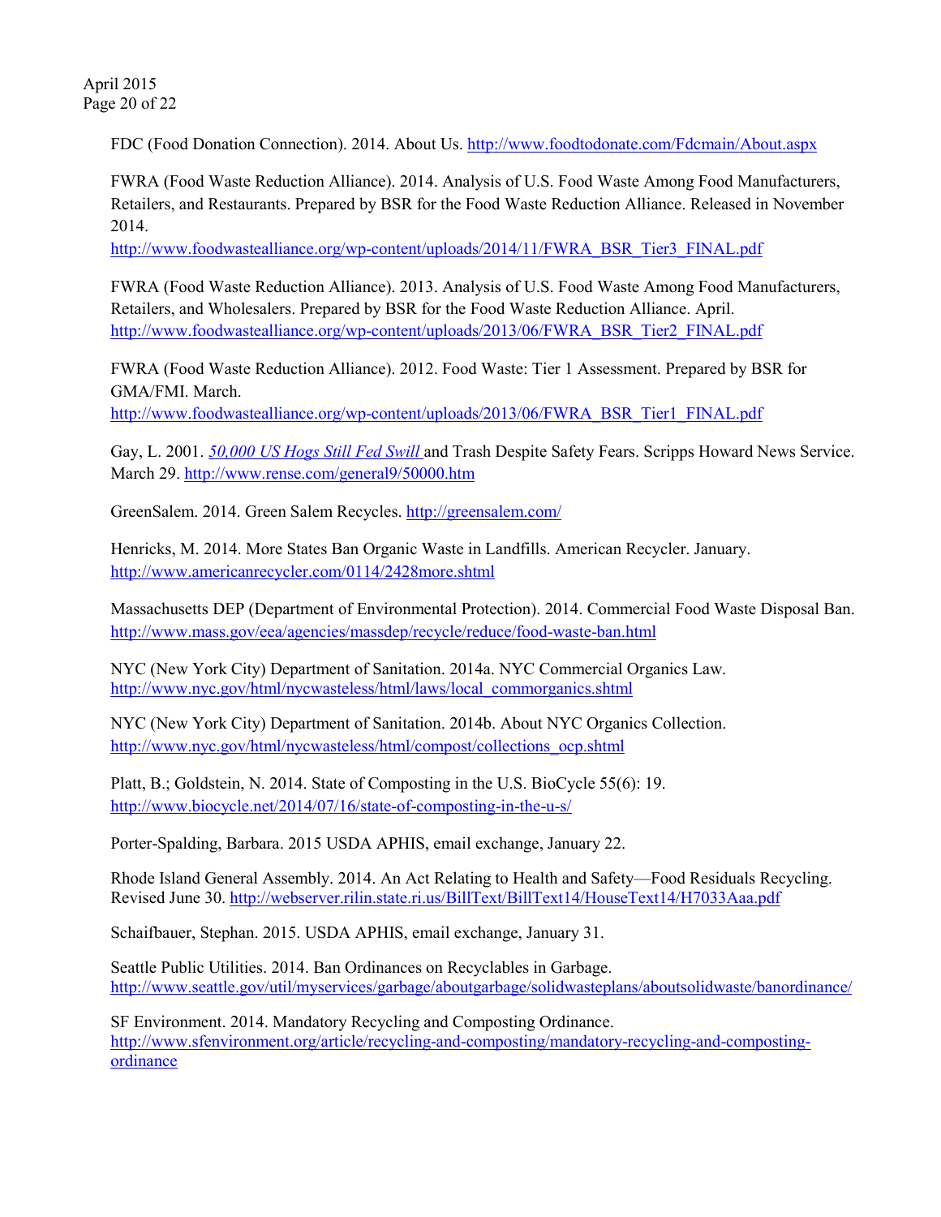FDC (Food Donation Connection). 2014. About Us. http://www.foodtodonate.com/Fdcmain/About.aspx

FWRA (Food Waste Reduction Alliance). 2014. Analysis of U.S. Food Waste Among Food Manufacturers, Retailers, and Restaurants. Prepared by BSR for the Food Waste Reduction Alliance. Released in November 2014.
http://www.foodwastealliance.org/wp-content/uploads/2014/11/FWRA_BSR_Tier3_FINAL.pdf

FWRA (Food Waste Reduction Alliance). 2013. Analysis of U.S. Food Waste Among Food Manufacturers, Retailers, and Wholesalers. Prepared by BSR for the Food Waste Reduction Alliance. April.
http://www.foodwastealliance.org/wp-content/uploads/2013/06/FWRA_BSR_Tier2_FINAL.pdf

FWRA (Food Waste Reduction Alliance). 2012. Food Waste: Tier 1 Assessment. Prepared by BSR for GMA/FMI. March.
http://www.foodwastealliance.org/wp-content/uploads/2013/06/FWRA_BSR_Tier1_FINAL.pdf

Gay, L. 2001. *50,000 US Hogs Still Fed Swill* and Trash Despite Safety Fears. Scripps Howard News Service. March 29. http://www.rense.com/general9/50000.htm

GreenSalem. 2014. Green Salem Recycles. http://greensalem.com/

Henricks, M. 2014. More States Ban Organic Waste in Landfills. American Recycler. January.
http://www.americanrecycler.com/0114/2428more.shtml

Massachusetts DEP (Department of Environmental Protection). 2014. Commercial Food Waste Disposal Ban.
http://www.mass.gov/eea/agencies/massdep/recycle/reduce/food-waste-ban.html

NYC (New York City) Department of Sanitation. 2014a. NYC Commercial Organics Law.
http://www.nyc.gov/html/nycwasteless/html/laws/local_commorganics.shtml

NYC (New York City) Department of Sanitation. 2014b. About NYC Organics Collection.
http://www.nyc.gov/html/nycwasteless/html/compost/collections_ocp.shtml

Platt, B.; Goldstein, N. 2014. State of Composting in the U.S. BioCycle 55(6): 19.
http://www.biocycle.net/2014/07/16/state-of-composting-in-the-u-s/

Porter-Spalding, Barbara. 2015 USDA APHIS, email exchange, January 22.

Rhode Island General Assembly. 2014. An Act Relating to Health and Safety—Food Residuals Recycling. Revised June 30. http://webserver.rilin.state.ri.us/BillText/BillText14/HouseText14/H7033Aaa.pdf

Schaifbauer, Stephan. 2015. USDA APHIS, email exchange, January 31.

Seattle Public Utilities. 2014. Ban Ordinances on Recyclables in Garbage.
http://www.seattle.gov/util/myservices/garbage/aboutgarbage/solidwasteplans/aboutsolidwaste/banordinance/

SF Environment. 2014. Mandatory Recycling and Composting Ordinance.
http://www.sfenvironment.org/article/recycling-and-composting/mandatory-recycling-and-composting-ordinance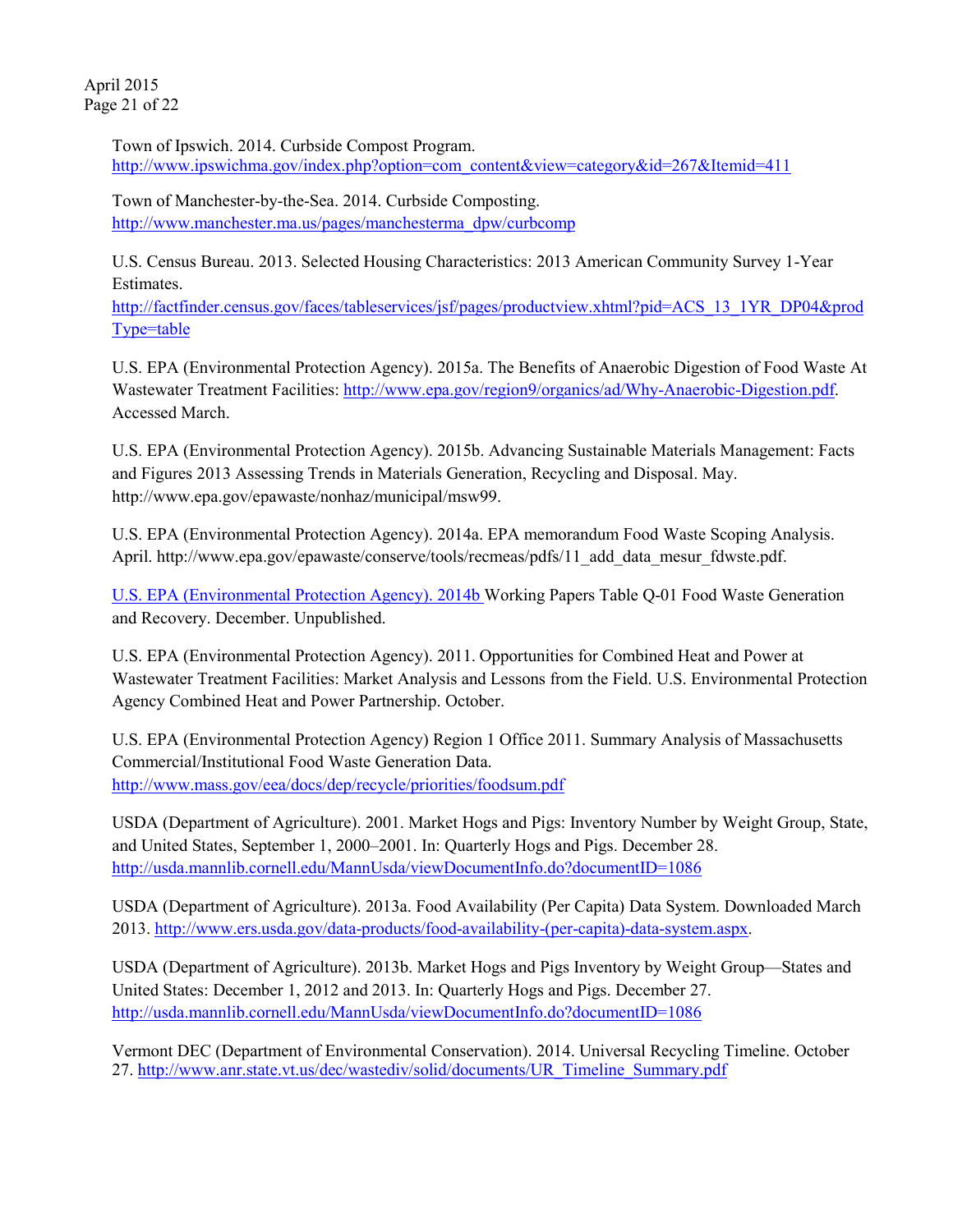Town of Ipswich. 2014. Curbside Compost Program. http://www.ipswichma.gov/index.php?option=com_content&view=category&id=267&Itemid=411

Town of Manchester-by-the-Sea. 2014. Curbside Composting. http://www.manchester.ma.us/pages/manchesterma_dpw/curbcomp

U.S. Census Bureau. 2013. Selected Housing Characteristics: 2013 American Community Survey 1-Year Estimates. http://factfinder.census.gov/faces/tableservices/jsf/pages/productview.xhtml?pid=ACS_13_1YR_DP04&prodType=table

U.S. EPA (Environmental Protection Agency). 2015a. The Benefits of Anaerobic Digestion of Food Waste At Wastewater Treatment Facilities: http://www.epa.gov/region9/organics/ad/Why-Anaerobic-Digestion.pdf. Accessed March.

U.S. EPA (Environmental Protection Agency). 2015b. Advancing Sustainable Materials Management: Facts and Figures 2013 Assessing Trends in Materials Generation, Recycling and Disposal. May. http://www.epa.gov/epawaste/nonhaz/municipal/msw99.

U.S. EPA (Environmental Protection Agency). 2014a. EPA memorandum Food Waste Scoping Analysis. April. http://www.epa.gov/epawaste/conserve/tools/recmeas/pdfs/11_add_data_mesur_fdwste.pdf.

U.S. EPA (Environmental Protection Agency). 2014b Working Papers Table Q-01 Food Waste Generation and Recovery. December. Unpublished.

U.S. EPA (Environmental Protection Agency). 2011. Opportunities for Combined Heat and Power at Wastewater Treatment Facilities: Market Analysis and Lessons from the Field. U.S. Environmental Protection Agency Combined Heat and Power Partnership. October.

U.S. EPA (Environmental Protection Agency) Region 1 Office 2011. Summary Analysis of Massachusetts Commercial/Institutional Food Waste Generation Data. http://www.mass.gov/eea/docs/dep/recycle/priorities/foodsum.pdf

USDA (Department of Agriculture). 2001. Market Hogs and Pigs: Inventory Number by Weight Group, State, and United States, September 1, 2000–2001. In: Quarterly Hogs and Pigs. December 28. http://usda.mannlib.cornell.edu/MannUsda/viewDocumentInfo.do?documentID=1086

USDA (Department of Agriculture). 2013a. Food Availability (Per Capita) Data System. Downloaded March 2013. http://www.ers.usda.gov/data-products/food-availability-(per-capita)-data-system.aspx.

USDA (Department of Agriculture). 2013b. Market Hogs and Pigs Inventory by Weight Group—States and United States: December 1, 2012 and 2013. In: Quarterly Hogs and Pigs. December 27. http://usda.mannlib.cornell.edu/MannUsda/viewDocumentInfo.do?documentID=1086

Vermont DEC (Department of Environmental Conservation). 2014. Universal Recycling Timeline. October 27. http://www.anr.state.vt.us/dec/wastediv/solid/documents/UR_Timeline_Summary.pdf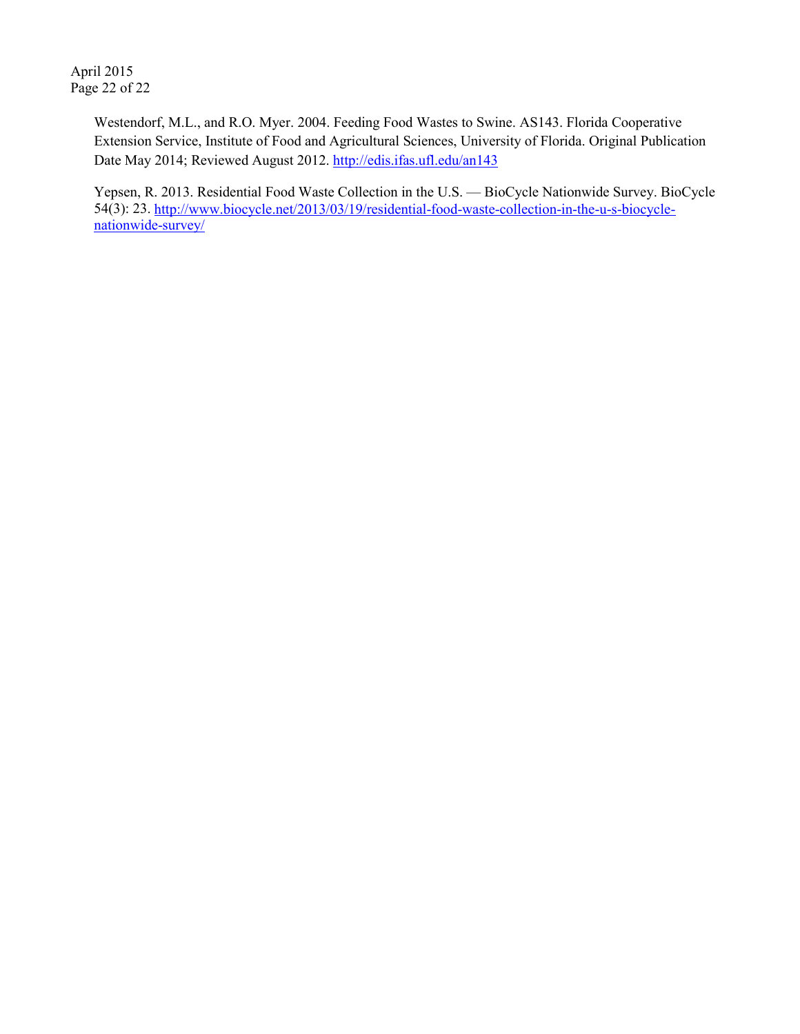Westendorf, M.L., and R.O. Myer. 2004. Feeding Food Wastes to Swine. AS143. Florida Cooperative Extension Service, Institute of Food and Agricultural Sciences, University of Florida. Original Publication Date May 2014; Reviewed August 2012. http://edis.ifas.ufl.edu/an143

Yepsen, R. 2013. Residential Food Waste Collection in the U.S. — BioCycle Nationwide Survey. BioCycle 54(3): 23. http://www.biocycle.net/2013/03/19/residential-food-waste-collection-in-the-u-s-biocycle-nationwide-survey/